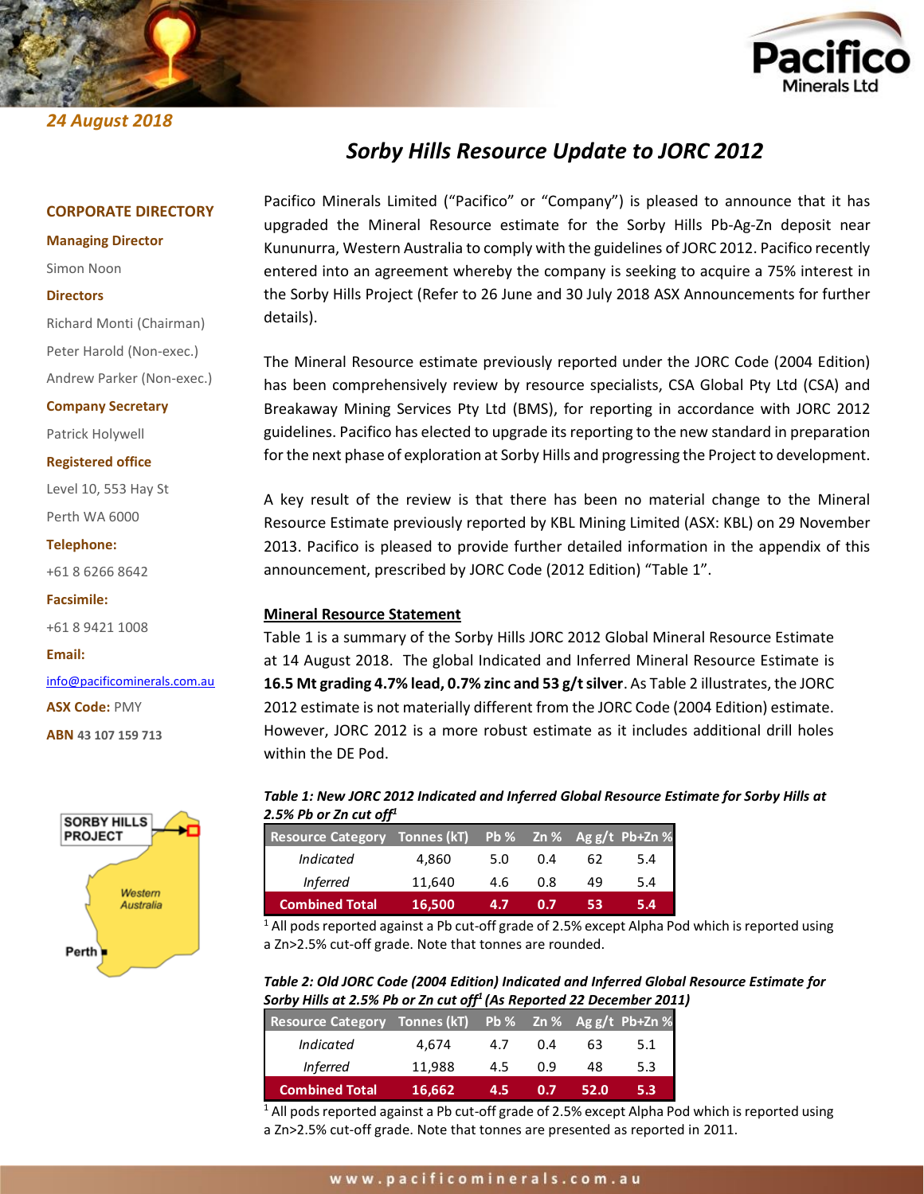24 August 2018

# Sorby Hills Resource Update to JORC 2012

**CORPORATE DIRECTORY**

**Managing Director**

Simon Noon

**Directors**

Richard Monti (Chairman)

Peter Harold (Non-exec.)

Andrew Parker (Non-exec.)

**Company Secretary**

Patrick Holywell

**Registered office**

Level 10, 553 Hay St

Perth WA 6000

**Telephone:**

+61 8 6266 8642

**Facsimile:**

+61 8 9421 1008

**Email:**

info@pacificominerals.com.au

**ASX Code:** PMY

**ABN** 43 107 159 713

SORBY HILLS PROJECT

Western Australia

Perth

Pacifico Minerals Limited ("Pacifico" or "Company") is pleased to announce that it has upgraded the Mineral Resource estimate for the Sorby Hills Pb-Ag-Zn deposit near Kununurra, Western Australia to comply with the guidelines of JORC 2012. Pacifico recently entered into an agreement whereby the company is seeking to acquire a 75% interest in the Sorby Hills Project (Refer to 26 June and 30 July 2018 ASX Announcements for further details).

The Mineral Resource estimate previously reported under the JORC Code (2004 Edition) has been comprehensively review by resource specialists, CSA Global Pty Ltd (CSA) and Breakaway Mining Services Pty Ltd (BMS), for reporting in accordance with JORC 2012 guidelines. Pacifico has elected to upgrade its reporting to the new standard in preparation for the next phase of exploration at Sorby Hills and progressing the Project to development.

A key result of the review is that there has been no material change to the Mineral Resource Estimate previously reported by KBL Mining Limited (ASX: KBL) on 29 November 2013. Pacifico is pleased to provide further detailed information in the appendix of this announcement, prescribed by JORC Code (2012 Edition) "Table 1".

## Mineral Resource Statement

Table 1 is a summary of the Sorby Hills JORC 2012 Global Mineral Resource Estimate at 14 August 2018. The global Indicated and Inferred Mineral Resource Estimate is **16.5 Mt grading 4.7% lead, 0.7% zinc and 53 g/t silver**. As Table 2 illustrates, the JORC 2012 estimate is not materially different from the JORC Code (2004 Edition) estimate. However, JORC 2012 is a more robust estimate as it includes additional drill holes within the DE Pod.

***Table 1: New JORC 2012 Indicated and Inferred Global Resource Estimate for Sorby Hills at 2.5% Pb or Zn cut off[1]***

| Resource Category | Tonnes (kT) | Pb % | Zn % | Ag g/t | Pb+Zn % |
|---|---|---|---|---|---|
| *Indicated* | 4,860 | 5.0 | 0.4 | 62 | 5.4 |
| *Inferred* | 11,640 | 4.6 | 0.8 | 49 | 5.4 |
| **Combined Total** | **16,500** | **4.7** | **0.7** | **53** | **5.4** |

[1] All pods reported against a Pb cut-off grade of 2.5% except Alpha Pod which is reported using a Zn>2.5% cut-off grade. Note that tonnes are rounded.

***Table 2: Old JORC Code (2004 Edition) Indicated and Inferred Global Resource Estimate for Sorby Hills at 2.5% Pb or Zn cut off[1] (As Reported 22 December 2011)***

| Resource Category | Tonnes (kT) | Pb % | Zn % | Ag g/t | Pb+Zn % |
|---|---|---|---|---|---|
| *Indicated* | 4,674 | 4.7 | 0.4 | 63 | 5.1 |
| *Inferred* | 11,988 | 4.5 | 0.9 | 48 | 5.3 |
| **Combined Total** | **16,662** | **4.5** | **0.7** | **52.0** | **5.3** |

[1] All pods reported against a Pb cut-off grade of 2.5% except Alpha Pod which is reported using a Zn>2.5% cut-off grade. Note that tonnes are presented as reported in 2011.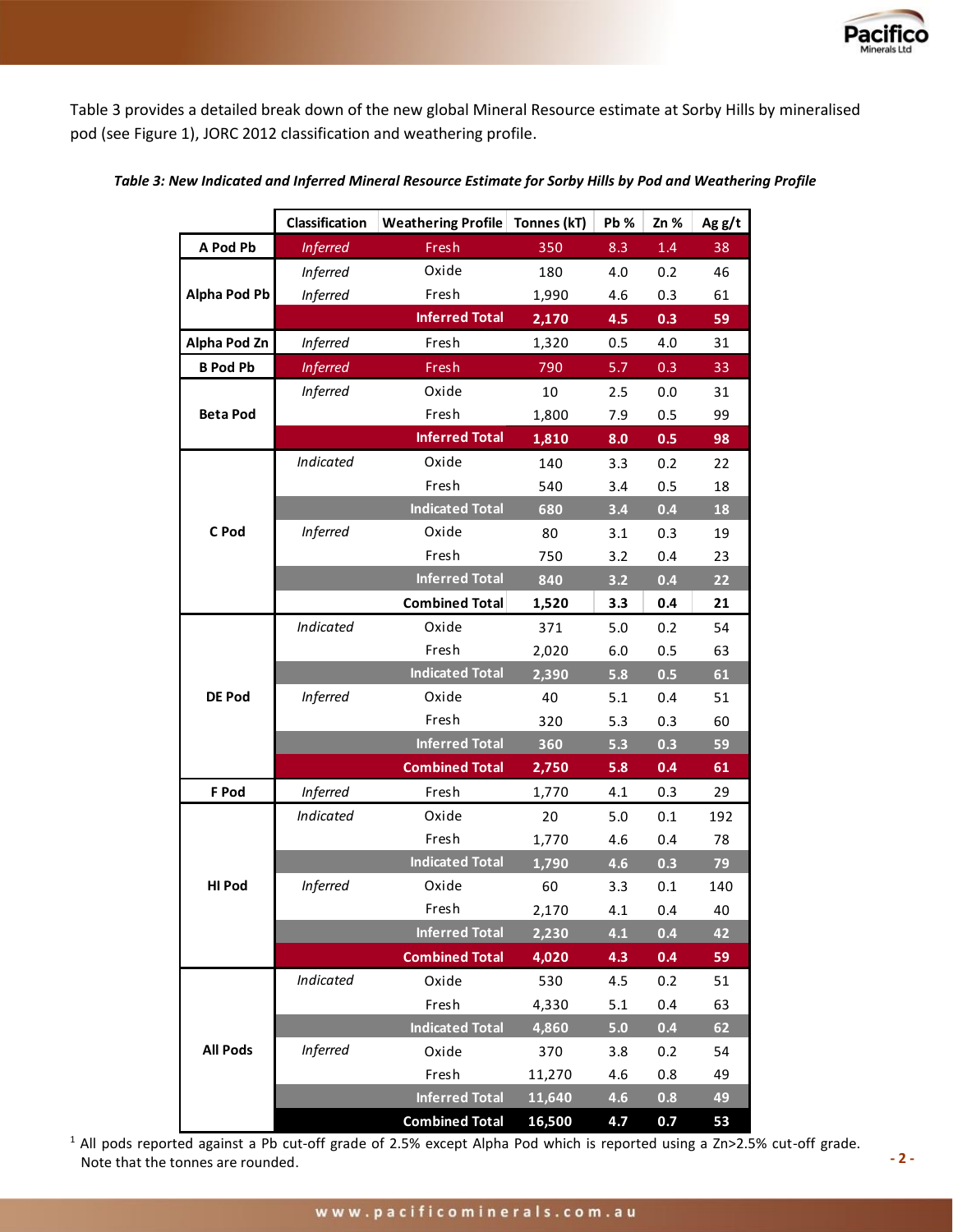Table 3 provides a detailed break down of the new global Mineral Resource estimate at Sorby Hills by mineralised pod (see Figure 1), JORC 2012 classification and weathering profile.

***Table 3: New Indicated and Inferred Mineral Resource Estimate for Sorby Hills by Pod and Weathering Profile***

| | Classification | Weathering Profile | Tonnes (kT) | Pb % | Zn % | Ag g/t |
|---|---|---|---|---|---|---|
| **A Pod Pb** | *Inferred* | Fresh | 350 | 8.3 | 1.4 | 38 |
| **Alpha Pod Pb** | *Inferred* | Oxide | 180 | 4.0 | 0.2 | 46 |
| | *Inferred* | Fresh | 1,990 | 4.6 | 0.3 | 61 |
| | | **Inferred Total** | **2,170** | **4.5** | **0.3** | **59** |
| **Alpha Pod Zn** | *Inferred* | Fresh | 1,320 | 0.5 | 4.0 | 31 |
| **B Pod Pb** | *Inferred* | Fresh | 790 | 5.7 | 0.3 | 33 |
| **Beta Pod** | *Inferred* | Oxide | 10 | 2.5 | 0.0 | 31 |
| | | Fresh | 1,800 | 7.9 | 0.5 | 99 |
| | | **Inferred Total** | **1,810** | **8.0** | **0.5** | **98** |
| **C Pod** | *Indicated* | Oxide | 140 | 3.3 | 0.2 | 22 |
| | | Fresh | 540 | 3.4 | 0.5 | 18 |
| | | **Indicated Total** | **680** | **3.4** | **0.4** | **18** |
| | *Inferred* | Oxide | 80 | 3.1 | 0.3 | 19 |
| | | Fresh | 750 | 3.2 | 0.4 | 23 |
| | | **Inferred Total** | **840** | **3.2** | **0.4** | **22** |
| | | **Combined Total** | **1,520** | **3.3** | **0.4** | **21** |
| **DE Pod** | *Indicated* | Oxide | 371 | 5.0 | 0.2 | 54 |
| | | Fresh | 2,020 | 6.0 | 0.5 | 63 |
| | | **Indicated Total** | **2,390** | **5.8** | **0.5** | **61** |
| | *Inferred* | Oxide | 40 | 5.1 | 0.4 | 51 |
| | | Fresh | 320 | 5.3 | 0.3 | 60 |
| | | **Inferred Total** | **360** | **5.3** | **0.3** | **59** |
| | | **Combined Total** | **2,750** | **5.8** | **0.4** | **61** |
| **F Pod** | *Inferred* | Fresh | 1,770 | 4.1 | 0.3 | 29 |
| **HI Pod** | *Indicated* | Oxide | 20 | 5.0 | 0.1 | 192 |
| | | Fresh | 1,770 | 4.6 | 0.4 | 78 |
| | | **Indicated Total** | **1,790** | **4.6** | **0.3** | **79** |
| | *Inferred* | Oxide | 60 | 3.3 | 0.1 | 140 |
| | | Fresh | 2,170 | 4.1 | 0.4 | 40 |
| | | **Inferred Total** | **2,230** | **4.1** | **0.4** | **42** |
| | | **Combined Total** | **4,020** | **4.3** | **0.4** | **59** |
| **All Pods** | *Indicated* | Oxide | 530 | 4.5 | 0.2 | 51 |
| | | Fresh | 4,330 | 5.1 | 0.4 | 63 |
| | | **Indicated Total** | **4,860** | **5.0** | **0.4** | **62** |
| | *Inferred* | Oxide | 370 | 3.8 | 0.2 | 54 |
| | | Fresh | 11,270 | 4.6 | 0.8 | 49 |
| | | **Inferred Total** | **11,640** | **4.6** | **0.8** | **49** |
| | | **Combined Total** | **16,500** | **4.7** | **0.7** | **53** |

[1] All pods reported against a Pb cut-off grade of 2.5% except Alpha Pod which is reported using a Zn>2.5% cut-off grade. Note that the tonnes are rounded.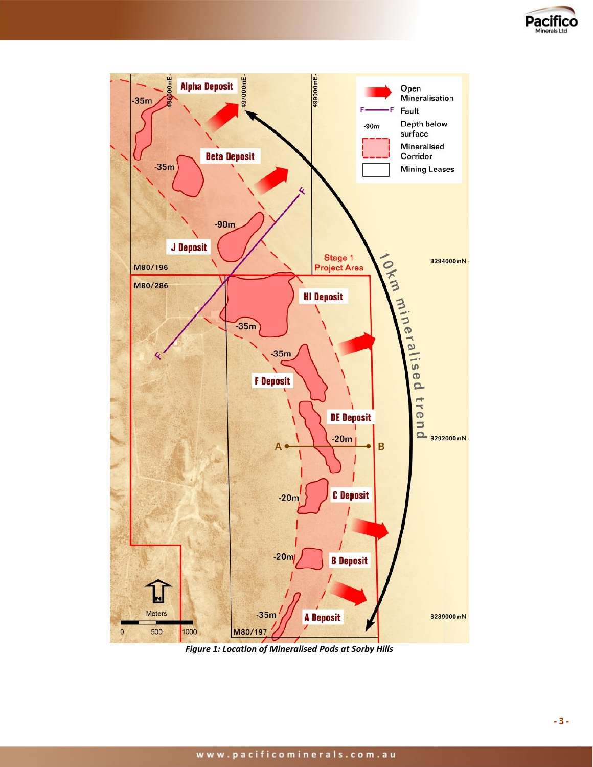*Figure 1: Location of Mineralised Pods at Sorby Hills*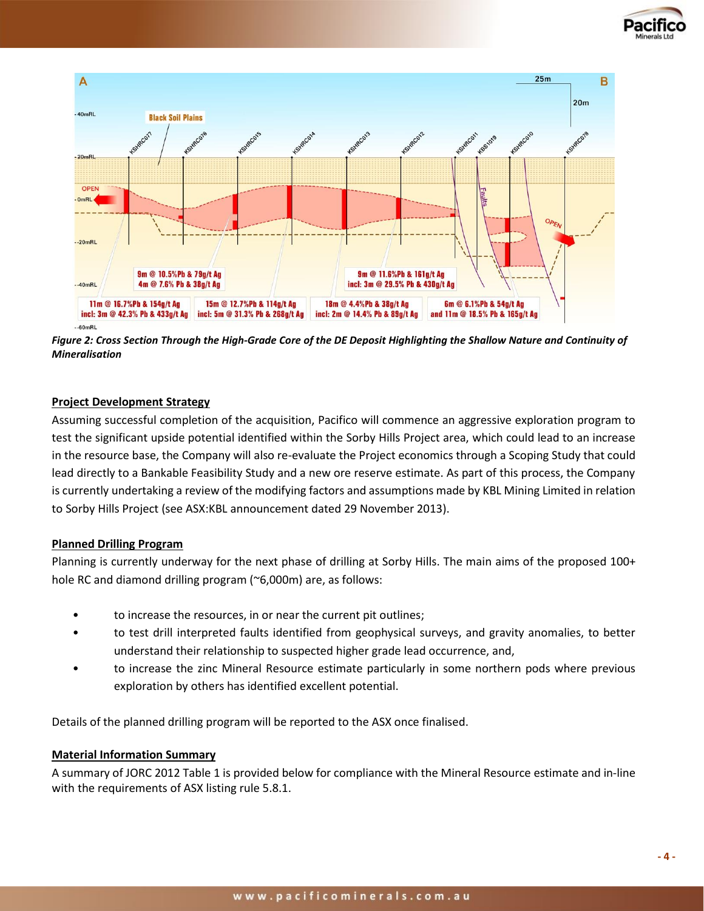*Figure 2: Cross Section Through the High-Grade Core of the DE Deposit Highlighting the Shallow Nature and Continuity of Mineralisation*

**Project Development Strategy**

Assuming successful completion of the acquisition, Pacifico will commence an aggressive exploration program to test the significant upside potential identified within the Sorby Hills Project area, which could lead to an increase in the resource base, the Company will also re-evaluate the Project economics through a Scoping Study that could lead directly to a Bankable Feasibility Study and a new ore reserve estimate. As part of this process, the Company is currently undertaking a review of the modifying factors and assumptions made by KBL Mining Limited in relation to Sorby Hills Project (see ASX:KBL announcement dated 29 November 2013).

**Planned Drilling Program**

Planning is currently underway for the next phase of drilling at Sorby Hills. The main aims of the proposed 100+ hole RC and diamond drilling program (~6,000m) are, as follows:

- to increase the resources, in or near the current pit outlines;
- to test drill interpreted faults identified from geophysical surveys, and gravity anomalies, to better understand their relationship to suspected higher grade lead occurrence, and,
- to increase the zinc Mineral Resource estimate particularly in some northern pods where previous exploration by others has identified excellent potential.

Details of the planned drilling program will be reported to the ASX once finalised.

**Material Information Summary**

A summary of JORC 2012 Table 1 is provided below for compliance with the Mineral Resource estimate and in-line with the requirements of ASX listing rule 5.8.1.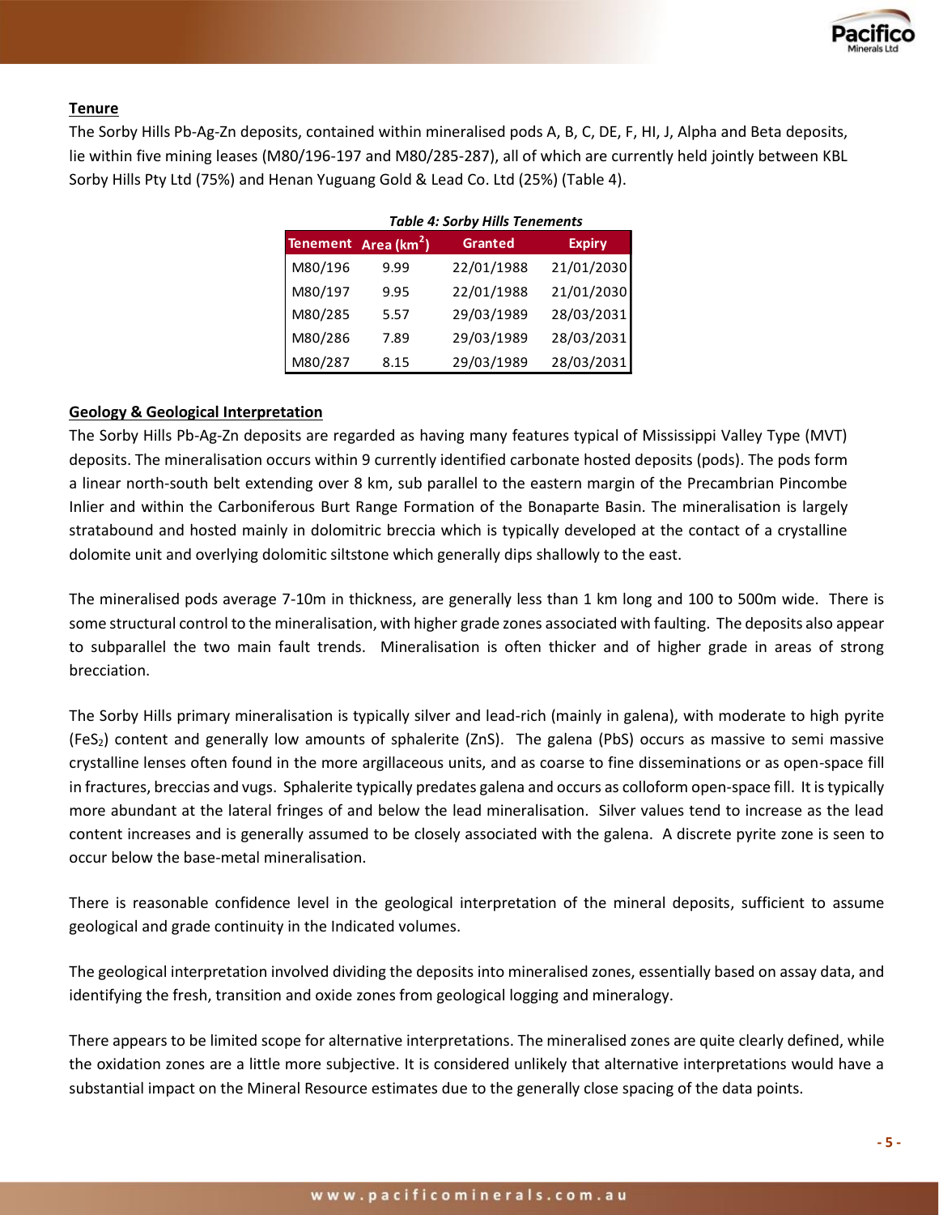## Tenure

The Sorby Hills Pb-Ag-Zn deposits, contained within mineralised pods A, B, C, DE, F, HI, J, Alpha and Beta deposits, lie within five mining leases (M80/196-197 and M80/285-287), all of which are currently held jointly between KBL Sorby Hills Pty Ltd (75%) and Henan Yuguang Gold & Lead Co. Ltd (25%) (Table 4).

*Table 4: Sorby Hills Tenements*

| Tenement | Area ($km^2$) | Granted | Expiry |
|---|---|---|---|
| M80/196 | 9.99 | 22/01/1988 | 21/01/2030 |
| M80/197 | 9.95 | 22/01/1988 | 21/01/2030 |
| M80/285 | 5.57 | 29/03/1989 | 28/03/2031 |
| M80/286 | 7.89 | 29/03/1989 | 28/03/2031 |
| M80/287 | 8.15 | 29/03/1989 | 28/03/2031 |

## Geology & Geological Interpretation

The Sorby Hills Pb-Ag-Zn deposits are regarded as having many features typical of Mississippi Valley Type (MVT) deposits. The mineralisation occurs within 9 currently identified carbonate hosted deposits (pods). The pods form a linear north-south belt extending over 8 km, sub parallel to the eastern margin of the Precambrian Pincombe Inlier and within the Carboniferous Burt Range Formation of the Bonaparte Basin. The mineralisation is largely stratabound and hosted mainly in dolomitric breccia which is typically developed at the contact of a crystalline dolomite unit and overlying dolomitic siltstone which generally dips shallowly to the east.

The mineralised pods average 7-10m in thickness, are generally less than 1 km long and 100 to 500m wide. There is some structural control to the mineralisation, with higher grade zones associated with faulting. The deposits also appear to subparallel the two main fault trends. Mineralisation is often thicker and of higher grade in areas of strong brecciation.

The Sorby Hills primary mineralisation is typically silver and lead-rich (mainly in galena), with moderate to high pyrite ($FeS_2$) content and generally low amounts of sphalerite ($ZnS$). The galena ($PbS$) occurs as massive to semi massive crystalline lenses often found in the more argillaceous units, and as coarse to fine disseminations or as open-space fill in fractures, breccias and vugs. Sphalerite typically predates galena and occurs as colloform open-space fill. It is typically more abundant at the lateral fringes of and below the lead mineralisation. Silver values tend to increase as the lead content increases and is generally assumed to be closely associated with the galena. A discrete pyrite zone is seen to occur below the base-metal mineralisation.

There is reasonable confidence level in the geological interpretation of the mineral deposits, sufficient to assume geological and grade continuity in the Indicated volumes.

The geological interpretation involved dividing the deposits into mineralised zones, essentially based on assay data, and identifying the fresh, transition and oxide zones from geological logging and mineralogy.

There appears to be limited scope for alternative interpretations. The mineralised zones are quite clearly defined, while the oxidation zones are a little more subjective. It is considered unlikely that alternative interpretations would have a substantial impact on the Mineral Resource estimates due to the generally close spacing of the data points.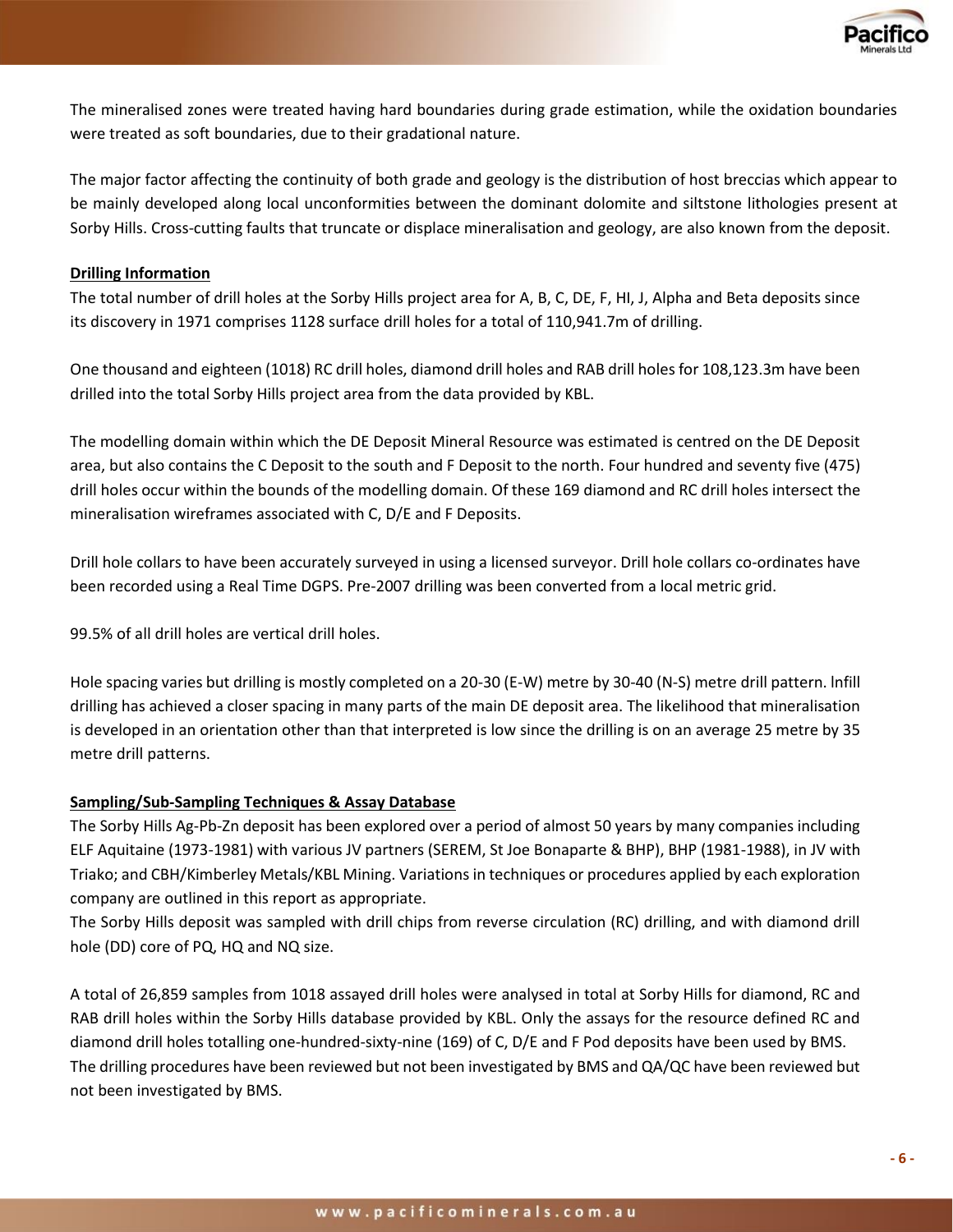The mineralised zones were treated having hard boundaries during grade estimation, while the oxidation boundaries were treated as soft boundaries, due to their gradational nature.

The major factor affecting the continuity of both grade and geology is the distribution of host breccias which appear to be mainly developed along local unconformities between the dominant dolomite and siltstone lithologies present at Sorby Hills. Cross-cutting faults that truncate or displace mineralisation and geology, are also known from the deposit.

**Drilling Information**

The total number of drill holes at the Sorby Hills project area for A, B, C, DE, F, HI, J, Alpha and Beta deposits since its discovery in 1971 comprises 1128 surface drill holes for a total of 110,941.7m of drilling.

One thousand and eighteen (1018) RC drill holes, diamond drill holes and RAB drill holes for 108,123.3m have been drilled into the total Sorby Hills project area from the data provided by KBL.

The modelling domain within which the DE Deposit Mineral Resource was estimated is centred on the DE Deposit area, but also contains the C Deposit to the south and F Deposit to the north. Four hundred and seventy five (475) drill holes occur within the bounds of the modelling domain. Of these 169 diamond and RC drill holes intersect the mineralisation wireframes associated with C, D/E and F Deposits.

Drill hole collars to have been accurately surveyed in using a licensed surveyor. Drill hole collars co-ordinates have been recorded using a Real Time DGPS. Pre-2007 drilling was been converted from a local metric grid.

99.5% of all drill holes are vertical drill holes.

Hole spacing varies but drilling is mostly completed on a 20-30 (E-W) metre by 30-40 (N-S) metre drill pattern. lnfill drilling has achieved a closer spacing in many parts of the main DE deposit area. The likelihood that mineralisation is developed in an orientation other than that interpreted is low since the drilling is on an average 25 metre by 35 metre drill patterns.

**Sampling/Sub-Sampling Techniques & Assay Database**

The Sorby Hills Ag-Pb-Zn deposit has been explored over a period of almost 50 years by many companies including ELF Aquitaine (1973-1981) with various JV partners (SEREM, St Joe Bonaparte & BHP), BHP (1981-1988), in JV with Triako; and CBH/Kimberley Metals/KBL Mining. Variations in techniques or procedures applied by each exploration company are outlined in this report as appropriate.

The Sorby Hills deposit was sampled with drill chips from reverse circulation (RC) drilling, and with diamond drill hole (DD) core of PQ, HQ and NQ size.

A total of 26,859 samples from 1018 assayed drill holes were analysed in total at Sorby Hills for diamond, RC and RAB drill holes within the Sorby Hills database provided by KBL. Only the assays for the resource defined RC and diamond drill holes totalling one-hundred-sixty-nine (169) of C, D/E and F Pod deposits have been used by BMS. The drilling procedures have been reviewed but not been investigated by BMS and QA/QC have been reviewed but not been investigated by BMS.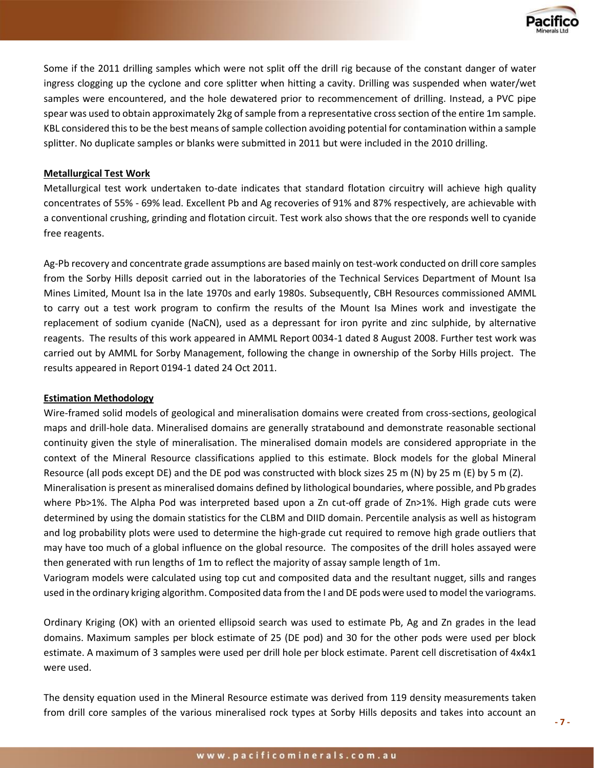Some if the 2011 drilling samples which were not split off the drill rig because of the constant danger of water ingress clogging up the cyclone and core splitter when hitting a cavity. Drilling was suspended when water/wet samples were encountered, and the hole dewatered prior to recommencement of drilling. Instead, a PVC pipe spear was used to obtain approximately 2kg of sample from a representative cross section of the entire 1m sample. KBL considered this to be the best means of sample collection avoiding potential for contamination within a sample splitter. No duplicate samples or blanks were submitted in 2011 but were included in the 2010 drilling.

**Metallurgical Test Work**

Metallurgical test work undertaken to-date indicates that standard flotation circuitry will achieve high quality concentrates of 55% - 69% lead. Excellent Pb and Ag recoveries of 91% and 87% respectively, are achievable with a conventional crushing, grinding and flotation circuit. Test work also shows that the ore responds well to cyanide free reagents.

Ag-Pb recovery and concentrate grade assumptions are based mainly on test-work conducted on drill core samples from the Sorby Hills deposit carried out in the laboratories of the Technical Services Department of Mount Isa Mines Limited, Mount Isa in the late 1970s and early 1980s. Subsequently, CBH Resources commissioned AMML to carry out a test work program to confirm the results of the Mount Isa Mines work and investigate the replacement of sodium cyanide (NaCN), used as a depressant for iron pyrite and zinc sulphide, by alternative reagents. The results of this work appeared in AMML Report 0034-1 dated 8 August 2008. Further test work was carried out by AMML for Sorby Management, following the change in ownership of the Sorby Hills project. The results appeared in Report 0194-1 dated 24 Oct 2011.

**Estimation Methodology**

Wire-framed solid models of geological and mineralisation domains were created from cross-sections, geological maps and drill-hole data. Mineralised domains are generally stratabound and demonstrate reasonable sectional continuity given the style of mineralisation. The mineralised domain models are considered appropriate in the context of the Mineral Resource classifications applied to this estimate. Block models for the global Mineral Resource (all pods except DE) and the DE pod was constructed with block sizes 25 m (N) by 25 m (E) by 5 m (Z).

Mineralisation is present as mineralised domains defined by lithological boundaries, where possible, and Pb grades where Pb>1%. The Alpha Pod was interpreted based upon a Zn cut-off grade of Zn>1%. High grade cuts were determined by using the domain statistics for the CLBM and DIID domain. Percentile analysis as well as histogram and log probability plots were used to determine the high-grade cut required to remove high grade outliers that may have too much of a global influence on the global resource. The composites of the drill holes assayed were then generated with run lengths of 1m to reflect the majority of assay sample length of 1m.

Variogram models were calculated using top cut and composited data and the resultant nugget, sills and ranges used in the ordinary kriging algorithm. Composited data from the I and DE pods were used to model the variograms.

Ordinary Kriging (OK) with an oriented ellipsoid search was used to estimate Pb, Ag and Zn grades in the lead domains. Maximum samples per block estimate of 25 (DE pod) and 30 for the other pods were used per block estimate. A maximum of 3 samples were used per drill hole per block estimate. Parent cell discretisation of 4x4x1 were used.

The density equation used in the Mineral Resource estimate was derived from 119 density measurements taken from drill core samples of the various mineralised rock types at Sorby Hills deposits and takes into account an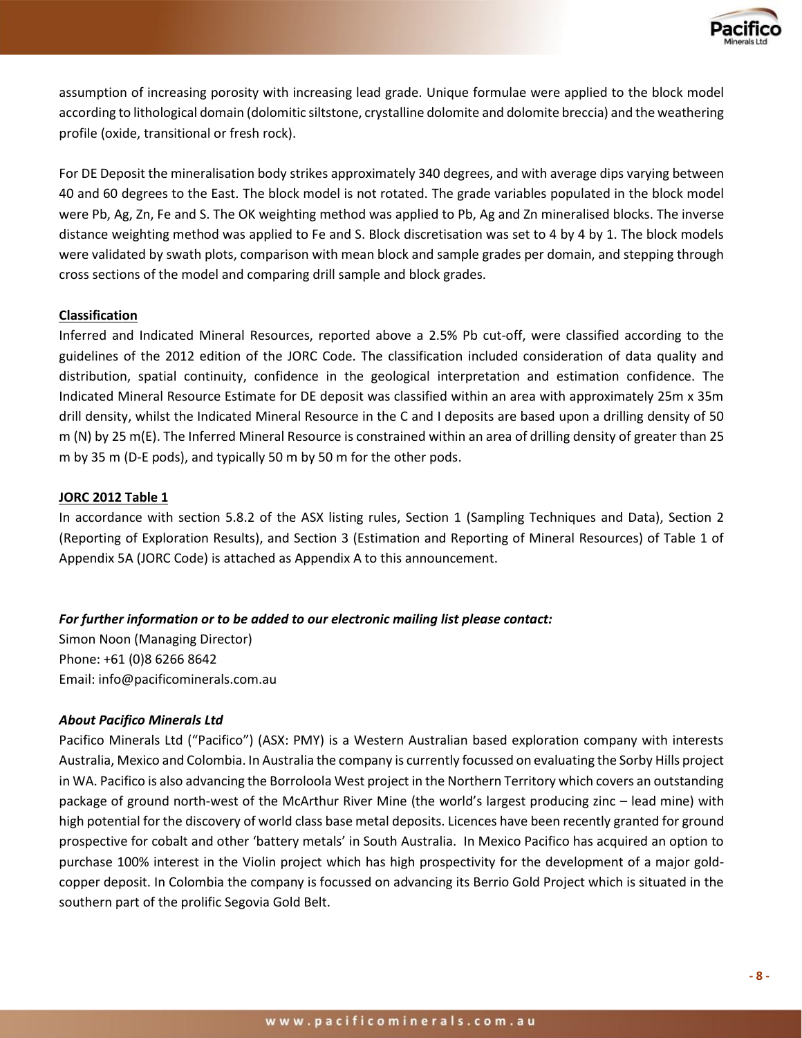assumption of increasing porosity with increasing lead grade. Unique formulae were applied to the block model according to lithological domain (dolomitic siltstone, crystalline dolomite and dolomite breccia) and the weathering profile (oxide, transitional or fresh rock).

For DE Deposit the mineralisation body strikes approximately 340 degrees, and with average dips varying between 40 and 60 degrees to the East. The block model is not rotated. The grade variables populated in the block model were Pb, Ag, Zn, Fe and S. The OK weighting method was applied to Pb, Ag and Zn mineralised blocks. The inverse distance weighting method was applied to Fe and S. Block discretisation was set to 4 by 4 by 1. The block models were validated by swath plots, comparison with mean block and sample grades per domain, and stepping through cross sections of the model and comparing drill sample and block grades.

**Classification**

Inferred and Indicated Mineral Resources, reported above a 2.5% Pb cut-off, were classified according to the guidelines of the 2012 edition of the JORC Code. The classification included consideration of data quality and distribution, spatial continuity, confidence in the geological interpretation and estimation confidence. The Indicated Mineral Resource Estimate for DE deposit was classified within an area with approximately 25m x 35m drill density, whilst the Indicated Mineral Resource in the C and I deposits are based upon a drilling density of 50 m (N) by 25 m(E). The Inferred Mineral Resource is constrained within an area of drilling density of greater than 25 m by 35 m (D-E pods), and typically 50 m by 50 m for the other pods.

**JORC 2012 Table 1**

In accordance with section 5.8.2 of the ASX listing rules, Section 1 (Sampling Techniques and Data), Section 2 (Reporting of Exploration Results), and Section 3 (Estimation and Reporting of Mineral Resources) of Table 1 of Appendix 5A (JORC Code) is attached as Appendix A to this announcement.

***For further information or to be added to our electronic mailing list please contact:***

Simon Noon (Managing Director)
Phone: +61 (0)8 6266 8642
Email: info@pacificominerals.com.au

***About Pacifico Minerals Ltd***

Pacifico Minerals Ltd ("Pacifico") (ASX: PMY) is a Western Australian based exploration company with interests Australia, Mexico and Colombia. In Australia the company is currently focussed on evaluating the Sorby Hills project in WA. Pacifico is also advancing the Borroloola West project in the Northern Territory which covers an outstanding package of ground north-west of the McArthur River Mine (the world's largest producing zinc – lead mine) with high potential for the discovery of world class base metal deposits. Licences have been recently granted for ground prospective for cobalt and other 'battery metals' in South Australia. In Mexico Pacifico has acquired an option to purchase 100% interest in the Violin project which has high prospectivity for the development of a major gold-copper deposit. In Colombia the company is focussed on advancing its Berrio Gold Project which is situated in the southern part of the prolific Segovia Gold Belt.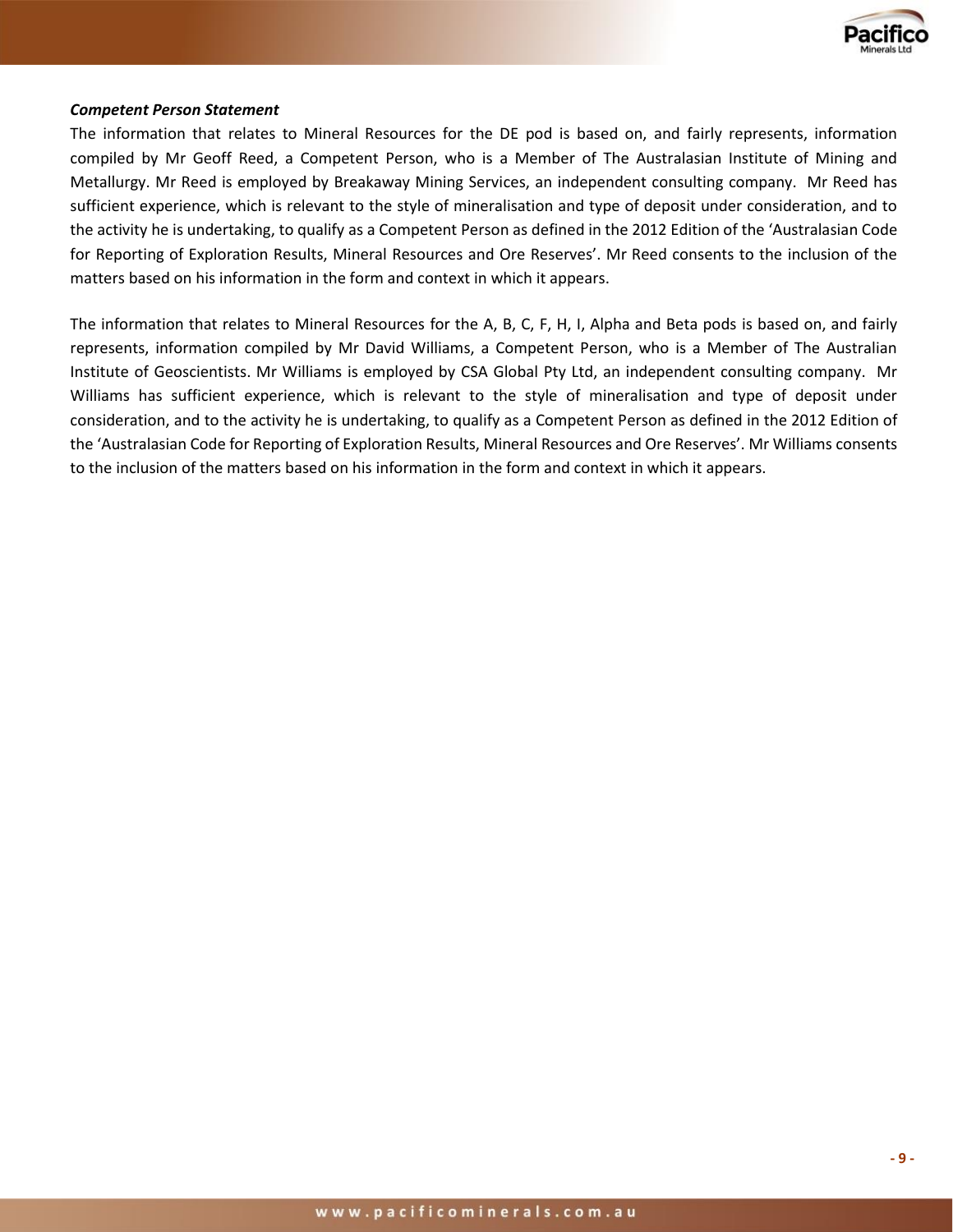***Competent Person Statement***

The information that relates to Mineral Resources for the DE pod is based on, and fairly represents, information compiled by Mr Geoff Reed, a Competent Person, who is a Member of The Australasian Institute of Mining and Metallurgy. Mr Reed is employed by Breakaway Mining Services, an independent consulting company. Mr Reed has sufficient experience, which is relevant to the style of mineralisation and type of deposit under consideration, and to the activity he is undertaking, to qualify as a Competent Person as defined in the 2012 Edition of the 'Australasian Code for Reporting of Exploration Results, Mineral Resources and Ore Reserves'. Mr Reed consents to the inclusion of the matters based on his information in the form and context in which it appears.

The information that relates to Mineral Resources for the A, B, C, F, H, I, Alpha and Beta pods is based on, and fairly represents, information compiled by Mr David Williams, a Competent Person, who is a Member of The Australian Institute of Geoscientists. Mr Williams is employed by CSA Global Pty Ltd, an independent consulting company. Mr Williams has sufficient experience, which is relevant to the style of mineralisation and type of deposit under consideration, and to the activity he is undertaking, to qualify as a Competent Person as defined in the 2012 Edition of the 'Australasian Code for Reporting of Exploration Results, Mineral Resources and Ore Reserves'. Mr Williams consents to the inclusion of the matters based on his information in the form and context in which it appears.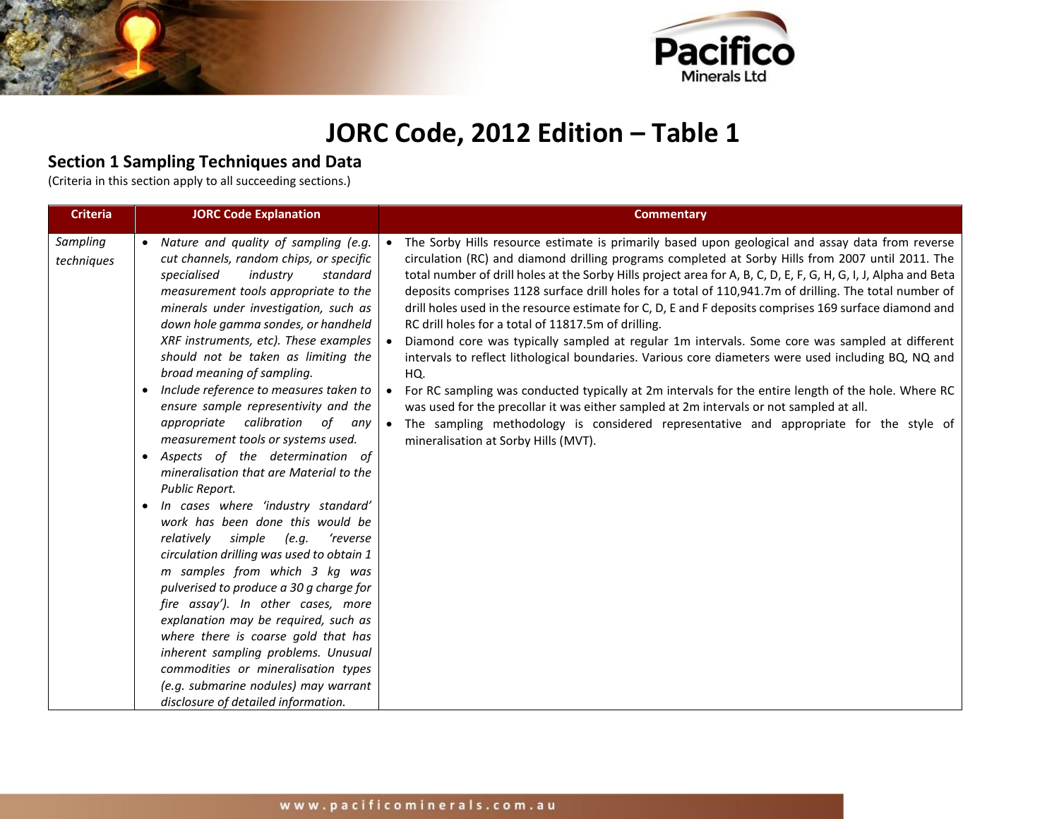# JORC Code, 2012 Edition – Table 1

## Section 1 Sampling Techniques and Data

(Criteria in this section apply to all succeeding sections.)

| Criteria | JORC Code Explanation | Commentary |
|---|---|---|
| *Sampling techniques* | • *Nature and quality of sampling (e.g. cut channels, random chips, or specific specialised industry standard measurement tools appropriate to the minerals under investigation, such as down hole gamma sondes, or handheld XRF instruments, etc). These examples should not be taken as limiting the broad meaning of sampling.*<br>• *Include reference to measures taken to ensure sample representivity and the appropriate calibration of any measurement tools or systems used.*<br>• *Aspects of the determination of mineralisation that are Material to the Public Report.*<br>• *In cases where 'industry standard' work has been done this would be relatively simple (e.g. 'reverse circulation drilling was used to obtain 1 m samples from which 3 kg was pulverised to produce a 30 g charge for fire assay'). In other cases, more explanation may be required, such as where there is coarse gold that has inherent sampling problems. Unusual commodities or mineralisation types (e.g. submarine nodules) may warrant disclosure of detailed information.* | • The Sorby Hills resource estimate is primarily based upon geological and assay data from reverse circulation (RC) and diamond drilling programs completed at Sorby Hills from 2007 until 2011. The total number of drill holes at the Sorby Hills project area for A, B, C, D, E, F, G, H, G, I, J, Alpha and Beta deposits comprises 1128 surface drill holes for a total of 110,941.7m of drilling. The total number of drill holes used in the resource estimate for C, D, E and F deposits comprises 169 surface diamond and RC drill holes for a total of 11817.5m of drilling.<br>• Diamond core was typically sampled at regular 1m intervals. Some core was sampled at different intervals to reflect lithological boundaries. Various core diameters were used including BQ, NQ and HQ.<br>• For RC sampling was conducted typically at 2m intervals for the entire length of the hole. Where RC was used for the precollar it was either sampled at 2m intervals or not sampled at all.<br>• The sampling methodology is considered representative and appropriate for the style of mineralisation at Sorby Hills (MVT). |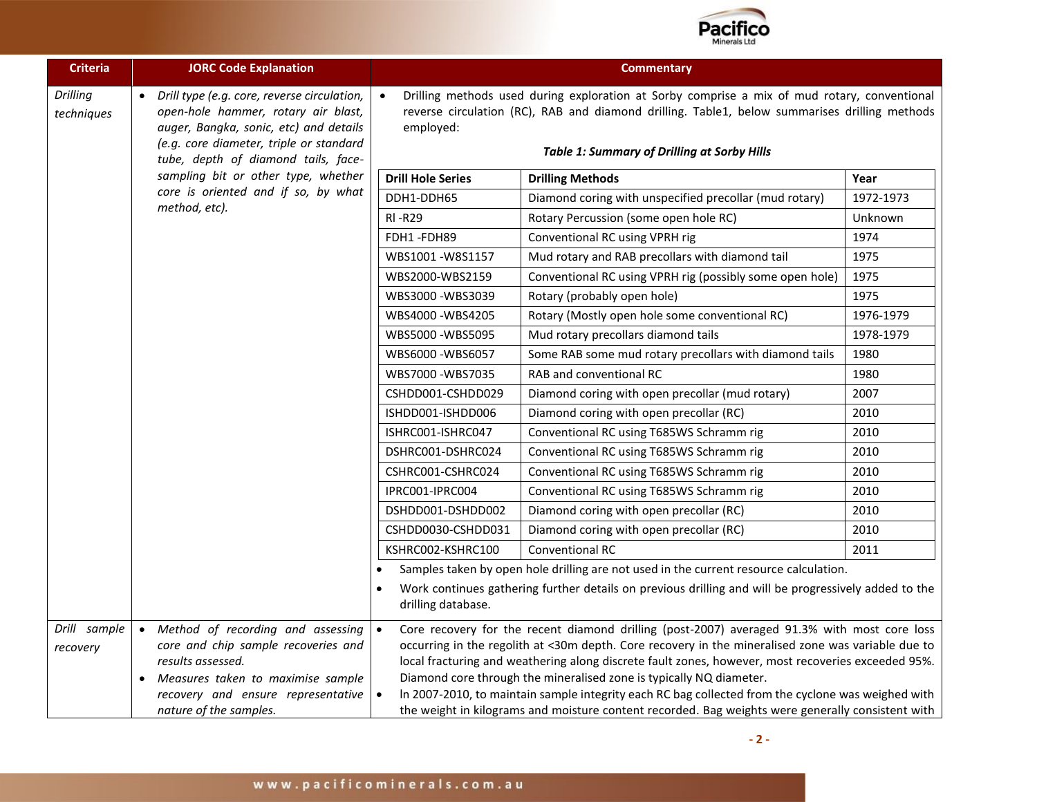| Criteria | JORC Code Explanation | Commentary |
|---|---|---|
| *Drilling techniques* | • *Drill type (e.g. core, reverse circulation, open-hole hammer, rotary air blast, auger, Bangka, sonic, etc) and details (e.g. core diameter, triple or standard tube, depth of diamond tails, face-sampling bit or other type, whether core is oriented and if so, by what method, etc).* | • Drilling methods used during exploration at Sorby comprise a mix of mud rotary, conventional reverse circulation (RC), RAB and diamond drilling. Table1, below summarises drilling methods employed: |

***Table 1: Summary of Drilling at Sorby Hills***

| Drill Hole Series | Drilling Methods | Year |
|---|---|---|
| DDH1-DDH65 | Diamond coring with unspecified precollar (mud rotary) | 1972-1973 |
| Rl -R29 | Rotary Percussion (some open hole RC) | Unknown |
| FDH1 -FDH89 | Conventional RC using VPRH rig | 1974 |
| WBS1001 -W8S1157 | Mud rotary and RAB precollars with diamond tail | 1975 |
| WBS2000-WBS2159 | Conventional RC using VPRH rig (possibly some open hole) | 1975 |
| WBS3000 -WBS3039 | Rotary (probably open hole) | 1975 |
| WBS4000 -WBS4205 | Rotary (Mostly open hole some conventional RC) | 1976-1979 |
| WBS5000 -WBS5095 | Mud rotary precollars diamond tails | 1978-1979 |
| WBS6000 -WBS6057 | Some RAB some mud rotary precollars with diamond tails | 1980 |
| WBS7000 -WBS7035 | RAB and conventional RC | 1980 |
| CSHDD001-CSHDD029 | Diamond coring with open precollar (mud rotary) | 2007 |
| ISHDD001-ISHDD006 | Diamond coring with open precollar (RC) | 2010 |
| ISHRC001-ISHRC047 | Conventional RC using T685WS Schramm rig | 2010 |
| DSHRC001-DSHRC024 | Conventional RC using T685WS Schramm rig | 2010 |
| CSHRC001-CSHRC024 | Conventional RC using T685WS Schramm rig | 2010 |
| IPRC001-IPRC004 | Conventional RC using T685WS Schramm rig | 2010 |
| DSHDD001-DSHDD002 | Diamond coring with open precollar (RC) | 2010 |
| CSHDD0030-CSHDD031 | Diamond coring with open precollar (RC) | 2010 |
| KSHRC002-KSHRC100 | Conventional RC | 2011 |

- Samples taken by open hole drilling are not used in the current resource calculation.
- Work continues gathering further details on previous drilling and will be progressively added to the drilling database.

| Criteria | JORC Code Explanation | Commentary |
|---|---|---|
| *Drill sample recovery* | • *Method of recording and assessing core and chip sample recoveries and results assessed.* <br> • *Measures taken to maximise sample recovery and ensure representative nature of the samples.* | • Core recovery for the recent diamond drilling (post-2007) averaged 91.3% with most core loss occurring in the regolith at <30m depth. Core recovery in the mineralised zone was variable due to local fracturing and weathering along discrete fault zones, however, most recoveries exceeded 95%. Diamond core through the mineralised zone is typically NQ diameter. <br> • ln 2007-2010, to maintain sample integrity each RC bag collected from the cyclone was weighed with the weight in kilograms and moisture content recorded. Bag weights were generally consistent with |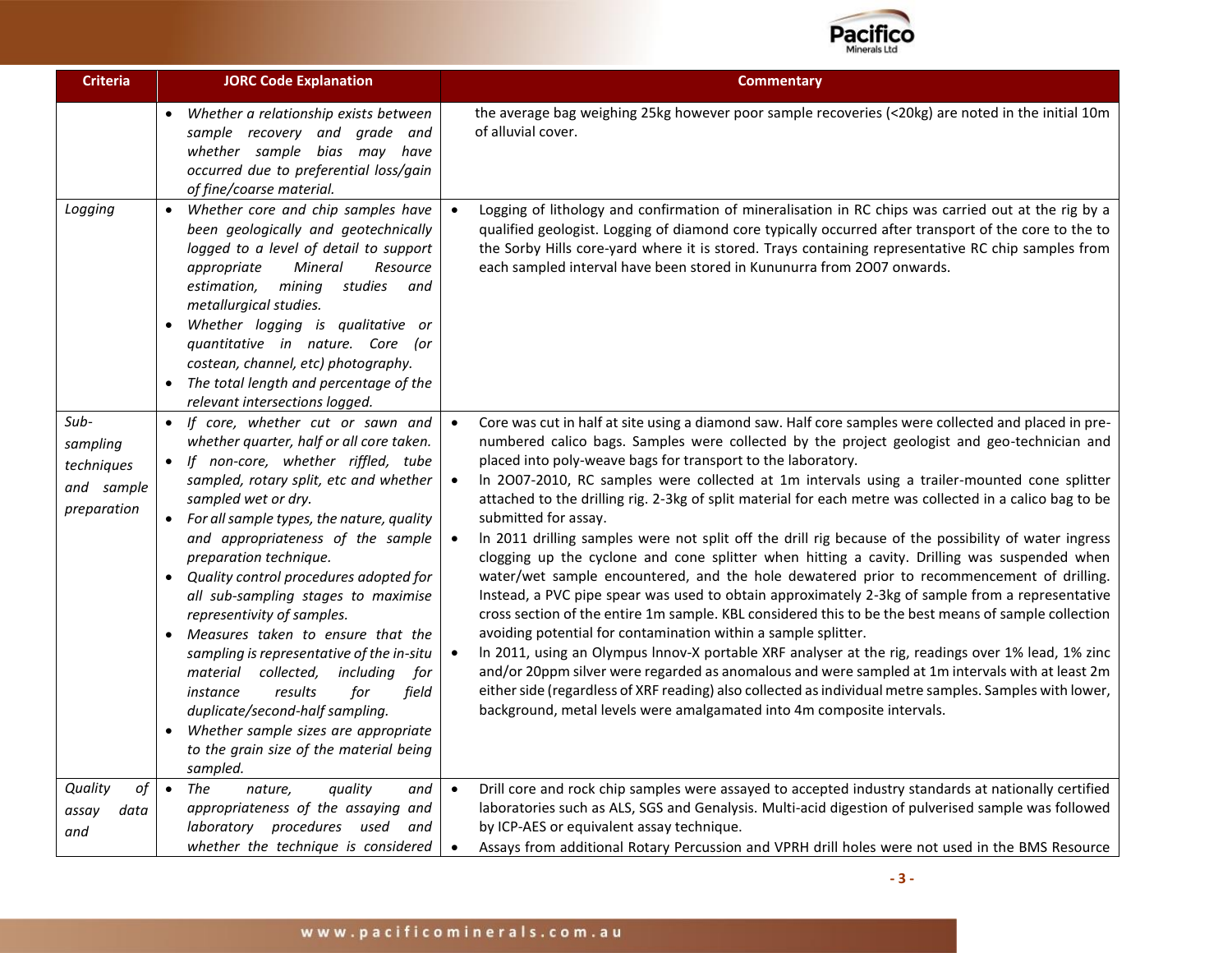| Criteria | JORC Code Explanation | Commentary |
|---|---|---|
| | • *Whether a relationship exists between sample recovery and grade and whether sample bias may have occurred due to preferential loss/gain of fine/coarse material.* | the average bag weighing 25kg however poor sample recoveries (<20kg) are noted in the initial 10m of alluvial cover. |
| *Logging* | • *Whether core and chip samples have been geologically and geotechnically logged to a level of detail to support appropriate Mineral Resource estimation, mining studies and metallurgical studies.*<br>• *Whether logging is qualitative or quantitative in nature. Core (or costean, channel, etc) photography.*<br>• *The total length and percentage of the relevant intersections logged.* | • Logging of lithology and confirmation of mineralisation in RC chips was carried out at the rig by a qualified geologist. Logging of diamond core typically occurred after transport of the core to the to the Sorby Hills core-yard where it is stored. Trays containing representative RC chip samples from each sampled interval have been stored in Kununurra from 2O07 onwards. |
| *Sub-sampling techniques and sample preparation* | • *If core, whether cut or sawn and whether quarter, half or all core taken.*<br>• *If non-core, whether riffled, tube sampled, rotary split, etc and whether sampled wet or dry.*<br>• *For all sample types, the nature, quality and appropriateness of the sample preparation technique.*<br>• *Quality control procedures adopted for all sub-sampling stages to maximise representivity of samples.*<br>• *Measures taken to ensure that the sampling is representative of the in-situ material collected, including for instance results for field duplicate/second-half sampling.*<br>• *Whether sample sizes are appropriate to the grain size of the material being sampled.* | • Core was cut in half at site using a diamond saw. Half core samples were collected and placed in pre-numbered calico bags. Samples were collected by the project geologist and geo-technician and placed into poly-weave bags for transport to the laboratory.<br>• In 2O07-2010, RC samples were collected at 1m intervals using a trailer-mounted cone splitter attached to the drilling rig. 2-3kg of split material for each metre was collected in a calico bag to be submitted for assay.<br>• In 2011 drilling samples were not split off the drill rig because of the possibility of water ingress clogging up the cyclone and cone splitter when hitting a cavity. Drilling was suspended when water/wet sample encountered, and the hole dewatered prior to recommencement of drilling. Instead, a PVC pipe spear was used to obtain approximately 2-3kg of sample from a representative cross section of the entire 1m sample. KBL considered this to be the best means of sample collection avoiding potential for contamination within a sample splitter.<br>• In 2011, using an Olympus Innov-X portable XRF analyser at the rig, readings over 1% lead, 1% zinc and/or 20ppm silver were regarded as anomalous and were sampled at 1m intervals with at least 2m either side (regardless of XRF reading) also collected as individual metre samples. Samples with lower, background, metal levels were amalgamated into 4m composite intervals. |
| *Quality of assay data and* | • *The nature, quality and appropriateness of the assaying and laboratory procedures used and whether the technique is considered* | • Drill core and rock chip samples were assayed to accepted industry standards at nationally certified laboratories such as ALS, SGS and Genalysis. Multi-acid digestion of pulverised sample was followed by ICP-AES or equivalent assay technique.<br>• Assays from additional Rotary Percussion and VPRH drill holes were not used in the BMS Resource |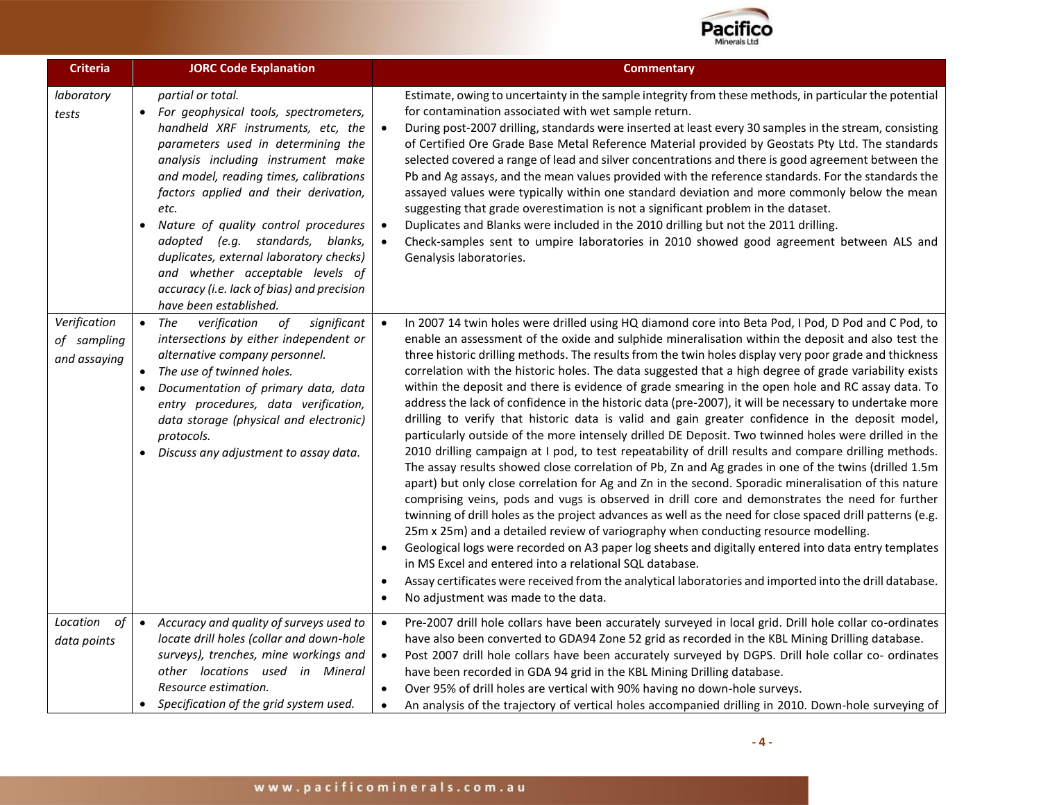| Criteria | JORC Code Explanation | Commentary |
|---|---|---|
| *laboratory tests* | *partial or total.*<br>• *For geophysical tools, spectrometers, handheld XRF instruments, etc, the parameters used in determining the analysis including instrument make and model, reading times, calibrations factors applied and their derivation, etc.*<br>• *Nature of quality control procedures adopted (e.g. standards, blanks, duplicates, external laboratory checks) and whether acceptable levels of accuracy (i.e. lack of bias) and precision have been established.* | Estimate, owing to uncertainty in the sample integrity from these methods, in particular the potential for contamination associated with wet sample return.<br>• During post-2007 drilling, standards were inserted at least every 30 samples in the stream, consisting of Certified Ore Grade Base Metal Reference Material provided by Geostats Pty Ltd. The standards selected covered a range of lead and silver concentrations and there is good agreement between the Pb and Ag assays, and the mean values provided with the reference standards. For the standards the assayed values were typically within one standard deviation and more commonly below the mean suggesting that grade overestimation is not a significant problem in the dataset.<br>• Duplicates and Blanks were included in the 2010 drilling but not the 2011 drilling.<br>• Check-samples sent to umpire laboratories in 2010 showed good agreement between ALS and Genalysis laboratories. |
| *Verification of sampling and assaying* | • *The verification of significant intersections by either independent or alternative company personnel.*<br>• *The use of twinned holes.*<br>• *Documentation of primary data, data entry procedures, data verification, data storage (physical and electronic) protocols.*<br>• *Discuss any adjustment to assay data.* | • In 2007 14 twin holes were drilled using HQ diamond core into Beta Pod, I Pod, D Pod and C Pod, to enable an assessment of the oxide and sulphide mineralisation within the deposit and also test the three historic drilling methods. The results from the twin holes display very poor grade and thickness correlation with the historic holes. The data suggested that a high degree of grade variability exists within the deposit and there is evidence of grade smearing in the open hole and RC assay data. To address the lack of confidence in the historic data (pre-2007), it will be necessary to undertake more drilling to verify that historic data is valid and gain greater confidence in the deposit model, particularly outside of the more intensely drilled DE Deposit. Two twinned holes were drilled in the 2010 drilling campaign at I pod, to test repeatability of drill results and compare drilling methods. The assay results showed close correlation of Pb, Zn and Ag grades in one of the twins (drilled 1.5m apart) but only close correlation for Ag and Zn in the second. Sporadic mineralisation of this nature comprising veins, pods and vugs is observed in drill core and demonstrates the need for further twinning of drill holes as the project advances as well as the need for close spaced drill patterns (e.g. 25m x 25m) and a detailed review of variography when conducting resource modelling.<br>• Geological logs were recorded on A3 paper log sheets and digitally entered into data entry templates in MS Excel and entered into a relational SQL database.<br>• Assay certificates were received from the analytical laboratories and imported into the drill database.<br>• No adjustment was made to the data. |
| *Location of data points* | • *Accuracy and quality of surveys used to locate drill holes (collar and down-hole surveys), trenches, mine workings and other locations used in Mineral Resource estimation.*<br>• *Specification of the grid system used.* | • Pre-2007 drill hole collars have been accurately surveyed in local grid. Drill hole collar co-ordinates have also been converted to GDA94 Zone 52 grid as recorded in the KBL Mining Drilling database.<br>• Post 2007 drill hole collars have been accurately surveyed by DGPS. Drill hole collar co- ordinates have been recorded in GDA 94 grid in the KBL Mining Drilling database.<br>• Over 95% of drill holes are vertical with 90% having no down-hole surveys.<br>• An analysis of the trajectory of vertical holes accompanied drilling in 2010. Down-hole surveying of |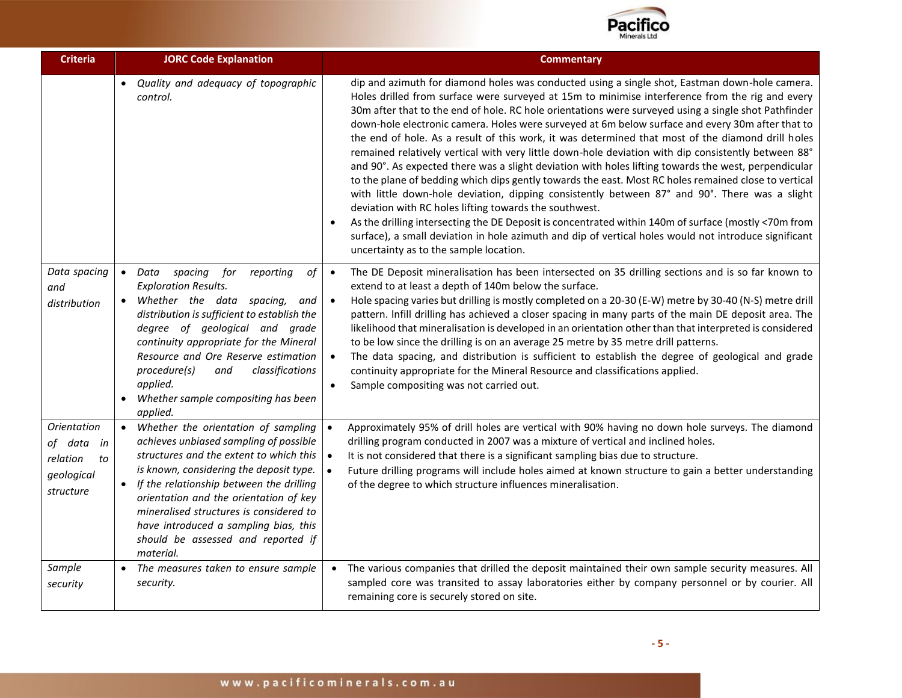| Criteria | JORC Code Explanation | Commentary |
|---|---|---|
| | • *Quality and adequacy of topographic control.* | dip and azimuth for diamond holes was conducted using a single shot, Eastman down-hole camera. Holes drilled from surface were surveyed at 15m to minimise interference from the rig and every 30m after that to the end of hole. RC hole orientations were surveyed using a single shot Pathfinder down-hole electronic camera. Holes were surveyed at 6m below surface and every 30m after that to the end of hole. As a result of this work, it was determined that most of the diamond drill holes remained relatively vertical with very little down-hole deviation with dip consistently between 88° and 90°. As expected there was a slight deviation with holes lifting towards the west, perpendicular to the plane of bedding which dips gently towards the east. Most RC holes remained close to vertical with little down-hole deviation, dipping consistently between 87° and 90°. There was a slight deviation with RC holes lifting towards the southwest.<br>• As the drilling intersecting the DE Deposit is concentrated within 140m of surface (mostly <70m from surface), a small deviation in hole azimuth and dip of vertical holes would not introduce significant uncertainty as to the sample location. |
| *Data spacing and distribution* | • *Data spacing for reporting of Exploration Results.*<br>• *Whether the data spacing, and distribution is sufficient to establish the degree of geological and grade continuity appropriate for the Mineral Resource and Ore Reserve estimation procedure(s) and classifications applied.*<br>• *Whether sample compositing has been applied.* | • The DE Deposit mineralisation has been intersected on 35 drilling sections and is so far known to extend to at least a depth of 140m below the surface.<br>• Hole spacing varies but drilling is mostly completed on a 20-30 (E-W) metre by 30-40 (N-S) metre drill pattern. Infill drilling has achieved a closer spacing in many parts of the main DE deposit area. The likelihood that mineralisation is developed in an orientation other than that interpreted is considered to be low since the drilling is on an average 25 metre by 35 metre drill patterns.<br>• The data spacing, and distribution is sufficient to establish the degree of geological and grade continuity appropriate for the Mineral Resource and classifications applied.<br>• Sample compositing was not carried out. |
| *Orientation of data in relation to geological structure* | • *Whether the orientation of sampling achieves unbiased sampling of possible structures and the extent to which this is known, considering the deposit type.*<br>• *If the relationship between the drilling orientation and the orientation of key mineralised structures is considered to have introduced a sampling bias, this should be assessed and reported if material.* | • Approximately 95% of drill holes are vertical with 90% having no down hole surveys. The diamond drilling program conducted in 2007 was a mixture of vertical and inclined holes.<br>• It is not considered that there is a significant sampling bias due to structure.<br>• Future drilling programs will include holes aimed at known structure to gain a better understanding of the degree to which structure influences mineralisation. |
| *Sample security* | • *The measures taken to ensure sample security.* | • The various companies that drilled the deposit maintained their own sample security measures. All sampled core was transited to assay laboratories either by company personnel or by courier. All remaining core is securely stored on site. |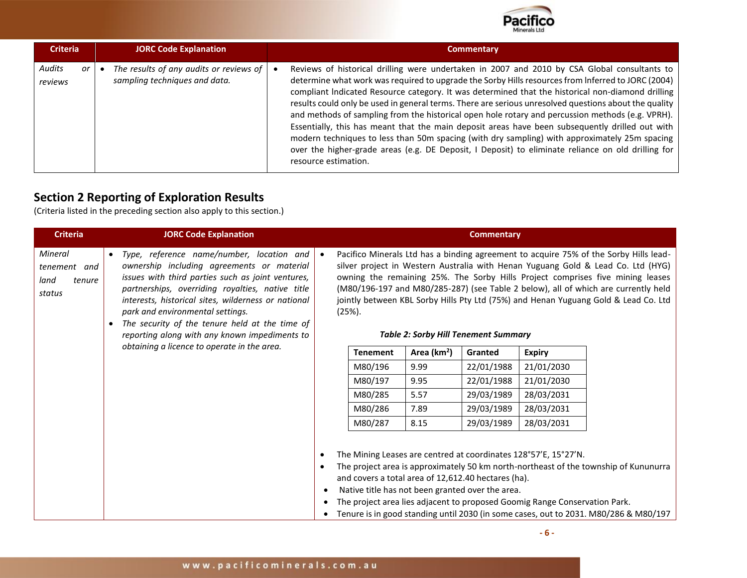| Criteria | JORC Code Explanation | Commentary |
|---|---|---|
| *Audits or reviews* | • *The results of any audits or reviews of sampling techniques and data.* | • Reviews of historical drilling were undertaken in 2007 and 2010 by CSA Global consultants to determine what work was required to upgrade the Sorby Hills resources from Inferred to JORC (2004) compliant Indicated Resource category. It was determined that the historical non-diamond drilling results could only be used in general terms. There are serious unresolved questions about the quality and methods of sampling from the historical open hole rotary and percussion methods (e.g. VPRH). Essentially, this has meant that the main deposit areas have been subsequently drilled out with modern techniques to less than 50m spacing (with dry sampling) with approximately 25m spacing over the higher-grade areas (e.g. DE Deposit, I Deposit) to eliminate reliance on old drilling for resource estimation. |

## Section 2 Reporting of Exploration Results

(Criteria listed in the preceding section also apply to this section.)

| Criteria | JORC Code Explanation | Commentary |
|---|---|---|
| *Mineral tenement and land tenure status* | • *Type, reference name/number, location and ownership including agreements or material issues with third parties such as joint ventures, partnerships, overriding royalties, native title interests, historical sites, wilderness or national park and environmental settings.*<br>• *The security of the tenure held at the time of reporting along with any known impediments to obtaining a licence to operate in the area.* | • Pacifico Minerals Ltd has a binding agreement to acquire 75% of the Sorby Hills lead-silver project in Western Australia with Henan Yuguang Gold & Lead Co. Ltd (HYG) owning the remaining 25%. The Sorby Hills Project comprises five mining leases (M80/196-197 and M80/285-287) (see Table 2 below), all of which are currently held jointly between KBL Sorby Hills Pty Ltd (75%) and Henan Yuguang Gold & Lead Co. Ltd (25%).<br><br>***Table 2: Sorby Hill Tenement Summary***<br><br>Tenement / Area (km²) / Granted / Expiry:<br>M80/196 / 9.99 / 22/01/1988 / 21/01/2030<br>M80/197 / 9.95 / 22/01/1988 / 21/01/2030<br>M80/285 / 5.57 / 29/03/1989 / 28/03/2031<br>M80/286 / 7.89 / 29/03/1989 / 28/03/2031<br>M80/287 / 8.15 / 29/03/1989 / 28/03/2031<br><br>• The Mining Leases are centred at coordinates 128°57'E, 15°27'N.<br>• The project area is approximately 50 km north-northeast of the township of Kununurra and covers a total area of 12,612.40 hectares (ha).<br>• Native title has not been granted over the area.<br>• The project area lies adjacent to proposed Goomig Range Conservation Park.<br>• Tenure is in good standing until 2030 (in some cases, out to 2031. M80/286 & M80/197 |

**Table 2: Sorby Hill Tenement Summary**

| Tenement | Area ($km^2$) | Granted | Expiry |
|---|---|---|---|
| M80/196 | 9.99 | 22/01/1988 | 21/01/2030 |
| M80/197 | 9.95 | 22/01/1988 | 21/01/2030 |
| M80/285 | 5.57 | 29/03/1989 | 28/03/2031 |
| M80/286 | 7.89 | 29/03/1989 | 28/03/2031 |
| M80/287 | 8.15 | 29/03/1989 | 28/03/2031 |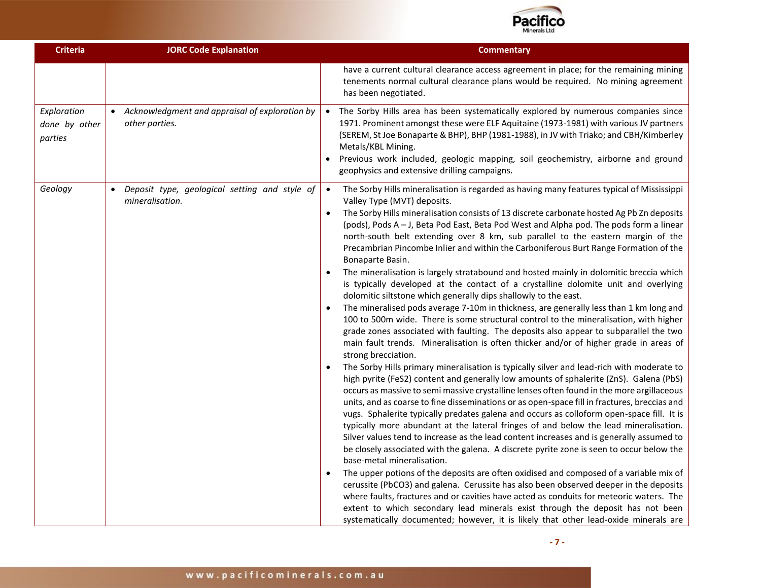| Criteria | JORC Code Explanation | Commentary |
|---|---|---|
| | | have a current cultural clearance access agreement in place; for the remaining mining tenements normal cultural clearance plans would be required. No mining agreement has been negotiated. |
| *Exploration done by other parties* | • *Acknowledgment and appraisal of exploration by other parties.* | • The Sorby Hills area has been systematically explored by numerous companies since 1971. Prominent amongst these were ELF Aquitaine (1973-1981) with various JV partners (SEREM, St Joe Bonaparte & BHP), BHP (1981-1988), in JV with Triako; and CBH/Kimberley Metals/KBL Mining.<br>• Previous work included, geologic mapping, soil geochemistry, airborne and ground geophysics and extensive drilling campaigns. |
| *Geology* | • *Deposit type, geological setting and style of mineralisation.* | • The Sorby Hills mineralisation is regarded as having many features typical of Mississippi Valley Type (MVT) deposits.<br>• The Sorby Hills mineralisation consists of 13 discrete carbonate hosted Ag Pb Zn deposits (pods), Pods A – J, Beta Pod East, Beta Pod West and Alpha pod. The pods form a linear north-south belt extending over 8 km, sub parallel to the eastern margin of the Precambrian Pincombe Inlier and within the Carboniferous Burt Range Formation of the Bonaparte Basin.<br>• The mineralisation is largely stratabound and hosted mainly in dolomitic breccia which is typically developed at the contact of a crystalline dolomite unit and overlying dolomitic siltstone which generally dips shallowly to the east.<br>• The mineralised pods average 7-10m in thickness, are generally less than 1 km long and 100 to 500m wide. There is some structural control to the mineralisation, with higher grade zones associated with faulting. The deposits also appear to subparallel the two main fault trends. Mineralisation is often thicker and/or of higher grade in areas of strong brecciation.<br>• The Sorby Hills primary mineralisation is typically silver and lead-rich with moderate to high pyrite ($FeS_2$) content and generally low amounts of sphalerite (ZnS). Galena (PbS) occurs as massive to semi massive crystalline lenses often found in the more argillaceous units, and as coarse to fine disseminations or as open-space fill in fractures, breccias and vugs. Sphalerite typically predates galena and occurs as colloform open-space fill. It is typically more abundant at the lateral fringes of and below the lead mineralisation. Silver values tend to increase as the lead content increases and is generally assumed to be closely associated with the galena. A discrete pyrite zone is seen to occur below the base-metal mineralisation.<br>• The upper potions of the deposits are often oxidised and composed of a variable mix of cerussite ($PbCO_3$) and galena. Cerussite has also been observed deeper in the deposits where faults, fractures and or cavities have acted as conduits for meteoric waters. The extent to which secondary lead minerals exist through the deposit has not been systematically documented; however, it is likely that other lead-oxide minerals are |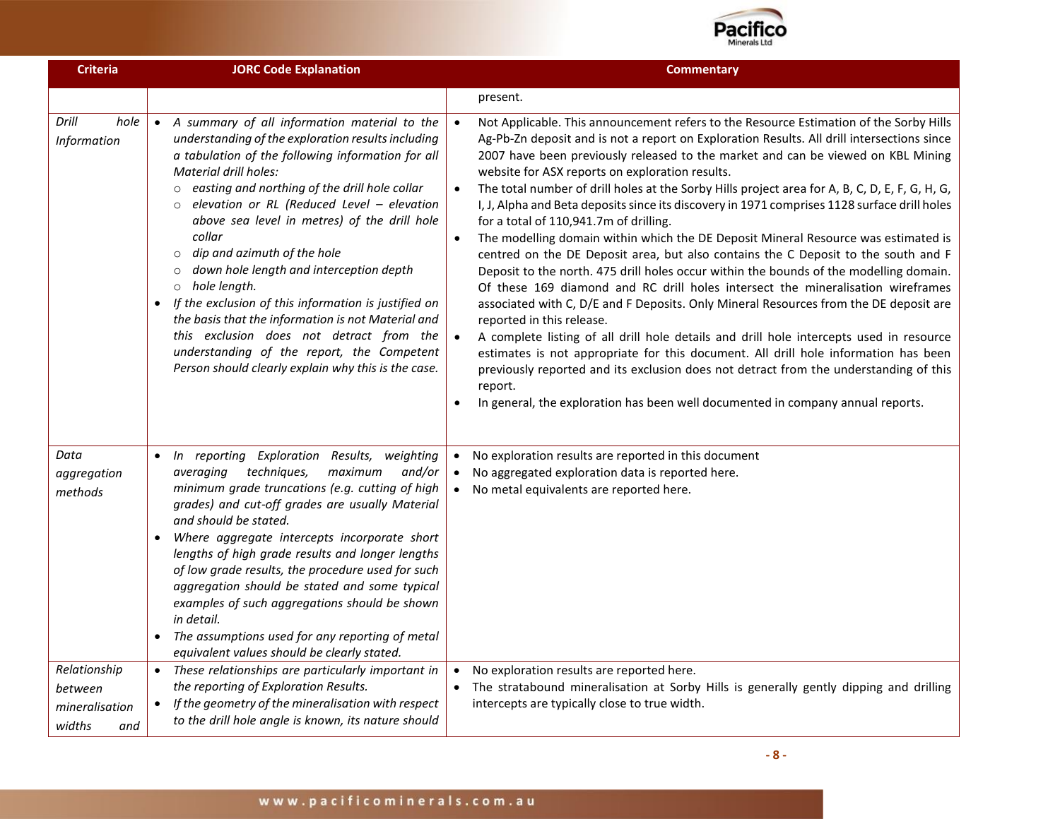| Criteria | JORC Code Explanation | Commentary |
|---|---|---|
| | | present. |
| *Drill hole Information* | • *A summary of all information material to the understanding of the exploration results including a tabulation of the following information for all Material drill holes:*<br>○ *easting and northing of the drill hole collar*<br>○ *elevation or RL (Reduced Level – elevation above sea level in metres) of the drill hole collar*<br>○ *dip and azimuth of the hole*<br>○ *down hole length and interception depth*<br>○ *hole length.*<br>• *If the exclusion of this information is justified on the basis that the information is not Material and this exclusion does not detract from the understanding of the report, the Competent Person should clearly explain why this is the case.* | • Not Applicable. This announcement refers to the Resource Estimation of the Sorby Hills Ag-Pb-Zn deposit and is not a report on Exploration Results. All drill intersections since 2007 have been previously released to the market and can be viewed on KBL Mining website for ASX reports on exploration results.<br>• The total number of drill holes at the Sorby Hills project area for A, B, C, D, E, F, G, H, G, I, J, Alpha and Beta deposits since its discovery in 1971 comprises 1128 surface drill holes for a total of 110,941.7m of drilling.<br>• The modelling domain within which the DE Deposit Mineral Resource was estimated is centred on the DE Deposit area, but also contains the C Deposit to the south and F Deposit to the north. 475 drill holes occur within the bounds of the modelling domain. Of these 169 diamond and RC drill holes intersect the mineralisation wireframes associated with C, D/E and F Deposits. Only Mineral Resources from the DE deposit are reported in this release.<br>• A complete listing of all drill hole details and drill hole intercepts used in resource estimates is not appropriate for this document. All drill hole information has been previously reported and its exclusion does not detract from the understanding of this report.<br>• In general, the exploration has been well documented in company annual reports. |
| *Data aggregation methods* | • *In reporting Exploration Results, weighting averaging techniques, maximum and/or minimum grade truncations (e.g. cutting of high grades) and cut-off grades are usually Material and should be stated.*<br>• *Where aggregate intercepts incorporate short lengths of high grade results and longer lengths of low grade results, the procedure used for such aggregation should be stated and some typical examples of such aggregations should be shown in detail.*<br>• *The assumptions used for any reporting of metal equivalent values should be clearly stated.* | • No exploration results are reported in this document<br>• No aggregated exploration data is reported here.<br>• No metal equivalents are reported here. |
| *Relationship between mineralisation widths and* | • *These relationships are particularly important in the reporting of Exploration Results.*<br>• *If the geometry of the mineralisation with respect to the drill hole angle is known, its nature should* | • No exploration results are reported here.<br>• The stratabound mineralisation at Sorby Hills is generally gently dipping and drilling intercepts are typically close to true width. |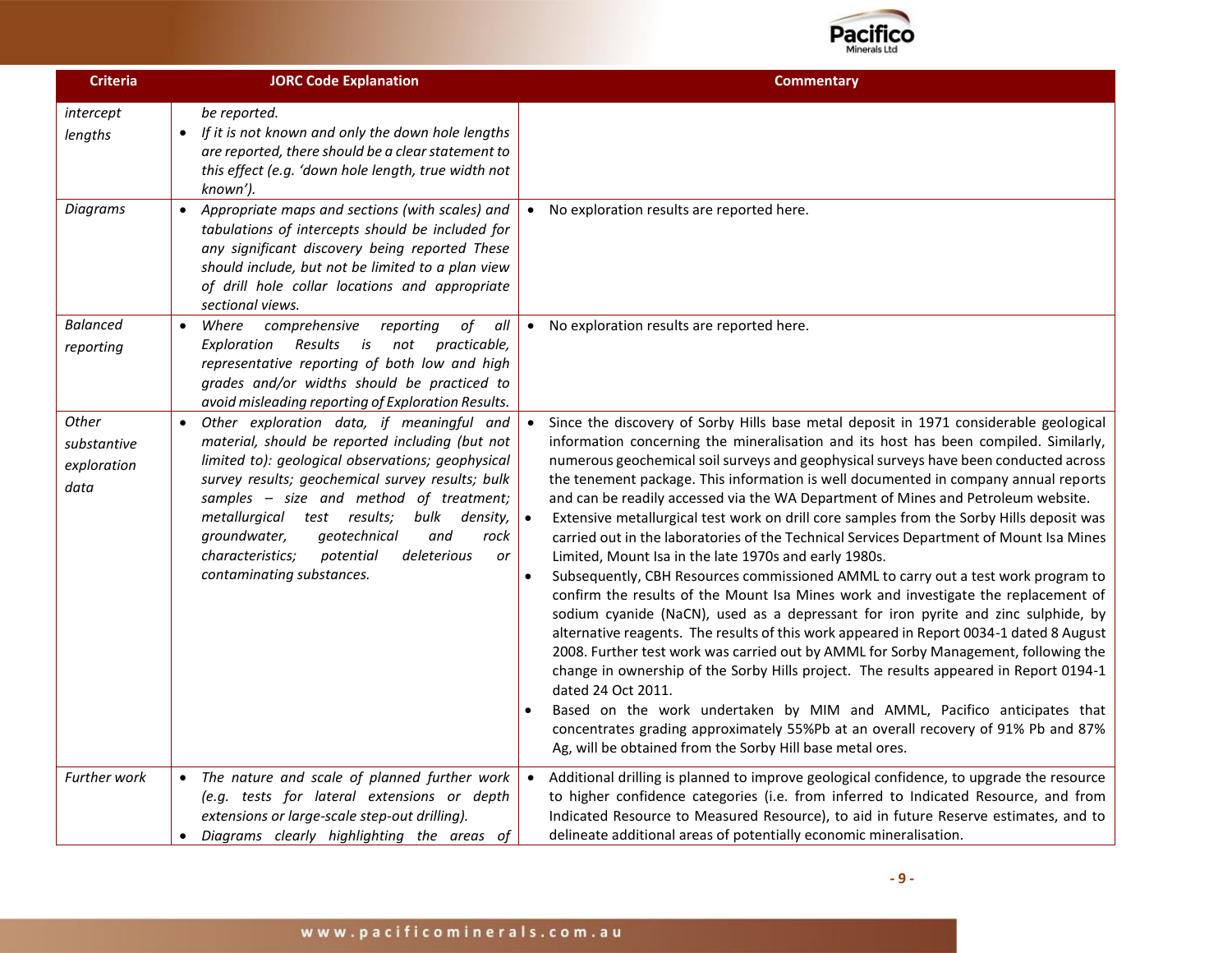| Criteria | JORC Code Explanation | Commentary |
|---|---|---|
| *intercept lengths* | *be reported.*<br>• *If it is not known and only the down hole lengths are reported, there should be a clear statement to this effect (e.g. 'down hole length, true width not known').* | |
| *Diagrams* | • *Appropriate maps and sections (with scales) and tabulations of intercepts should be included for any significant discovery being reported These should include, but not be limited to a plan view of drill hole collar locations and appropriate sectional views.* | • No exploration results are reported here. |
| *Balanced reporting* | • *Where comprehensive reporting of all Exploration Results is not practicable, representative reporting of both low and high grades and/or widths should be practiced to avoid misleading reporting of Exploration Results.* | • No exploration results are reported here. |
| *Other substantive exploration data* | • *Other exploration data, if meaningful and material, should be reported including (but not limited to): geological observations; geophysical survey results; geochemical survey results; bulk samples – size and method of treatment; metallurgical test results; bulk density, groundwater, geotechnical and rock characteristics; potential deleterious or contaminating substances.* | • Since the discovery of Sorby Hills base metal deposit in 1971 considerable geological information concerning the mineralisation and its host has been compiled. Similarly, numerous geochemical soil surveys and geophysical surveys have been conducted across the tenement package. This information is well documented in company annual reports and can be readily accessed via the WA Department of Mines and Petroleum website.<br>• Extensive metallurgical test work on drill core samples from the Sorby Hills deposit was carried out in the laboratories of the Technical Services Department of Mount Isa Mines Limited, Mount Isa in the late 1970s and early 1980s.<br>• Subsequently, CBH Resources commissioned AMML to carry out a test work program to confirm the results of the Mount Isa Mines work and investigate the replacement of sodium cyanide (NaCN), used as a depressant for iron pyrite and zinc sulphide, by alternative reagents. The results of this work appeared in Report 0034-1 dated 8 August 2008. Further test work was carried out by AMML for Sorby Management, following the change in ownership of the Sorby Hills project. The results appeared in Report 0194-1 dated 24 Oct 2011.<br>• Based on the work undertaken by MIM and AMML, Pacifico anticipates that concentrates grading approximately 55%Pb at an overall recovery of 91% Pb and 87% Ag, will be obtained from the Sorby Hill base metal ores. |
| *Further work* | • *The nature and scale of planned further work (e.g. tests for lateral extensions or depth extensions or large-scale step-out drilling).*<br>• *Diagrams clearly highlighting the areas of* | • Additional drilling is planned to improve geological confidence, to upgrade the resource to higher confidence categories (i.e. from inferred to Indicated Resource, and from Indicated Resource to Measured Resource), to aid in future Reserve estimates, and to delineate additional areas of potentially economic mineralisation. |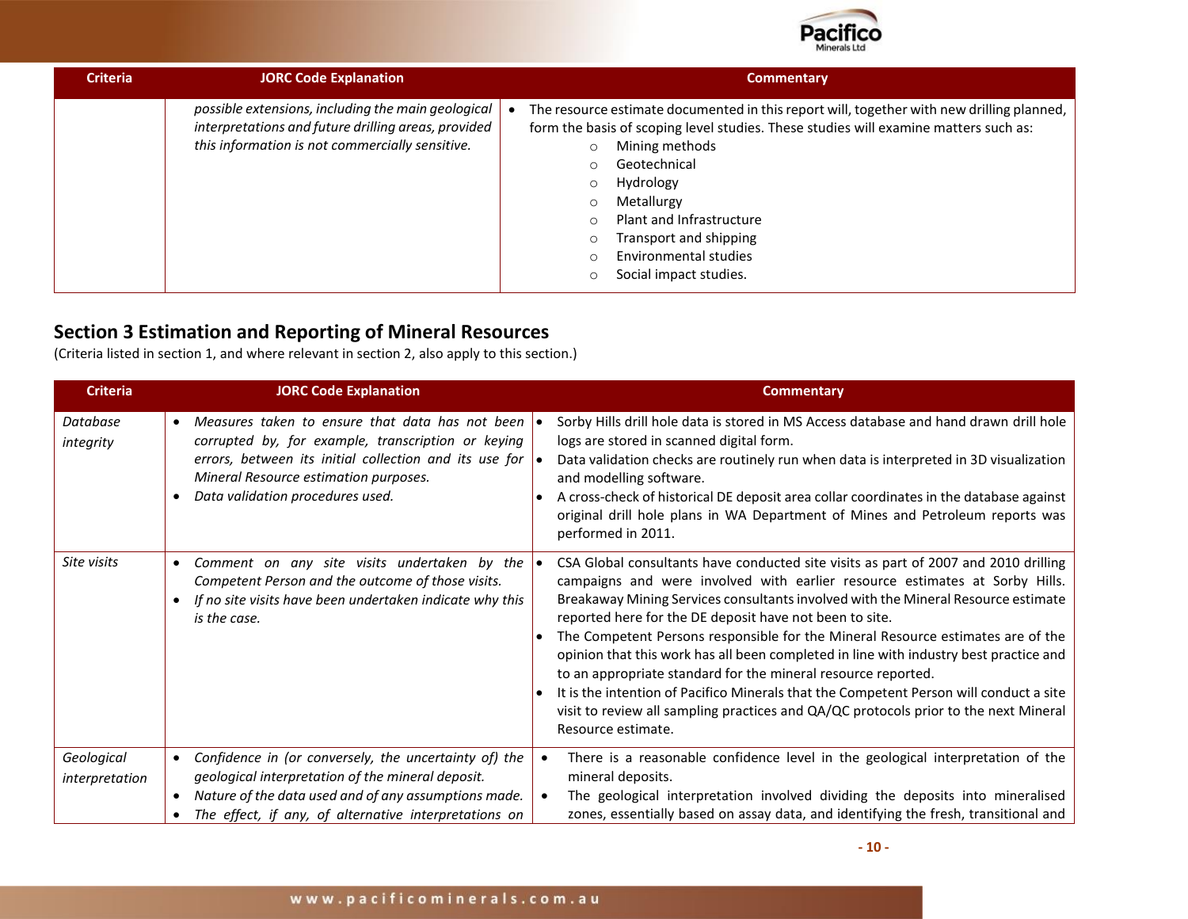| Criteria | JORC Code Explanation | Commentary |
|---|---|---|
| | *possible extensions, including the main geological interpretations and future drilling areas, provided this information is not commercially sensitive.* | • The resource estimate documented in this report will, together with new drilling planned, form the basis of scoping level studies. These studies will examine matters such as:<br>○ Mining methods<br>○ Geotechnical<br>○ Hydrology<br>○ Metallurgy<br>○ Plant and Infrastructure<br>○ Transport and shipping<br>○ Environmental studies<br>○ Social impact studies. |

## Section 3 Estimation and Reporting of Mineral Resources

(Criteria listed in section 1, and where relevant in section 2, also apply to this section.)

| Criteria | JORC Code Explanation | Commentary |
|---|---|---|
| *Database integrity* | • *Measures taken to ensure that data has not been corrupted by, for example, transcription or keying errors, between its initial collection and its use for Mineral Resource estimation purposes.*<br>• *Data validation procedures used.* | • Sorby Hills drill hole data is stored in MS Access database and hand drawn drill hole logs are stored in scanned digital form.<br>• Data validation checks are routinely run when data is interpreted in 3D visualization and modelling software.<br>• A cross-check of historical DE deposit area collar coordinates in the database against original drill hole plans in WA Department of Mines and Petroleum reports was performed in 2011. |
| *Site visits* | • *Comment on any site visits undertaken by the Competent Person and the outcome of those visits.*<br>• *If no site visits have been undertaken indicate why this is the case.* | • CSA Global consultants have conducted site visits as part of 2007 and 2010 drilling campaigns and were involved with earlier resource estimates at Sorby Hills. Breakaway Mining Services consultants involved with the Mineral Resource estimate reported here for the DE deposit have not been to site.<br>• The Competent Persons responsible for the Mineral Resource estimates are of the opinion that this work has all been completed in line with industry best practice and to an appropriate standard for the mineral resource reported.<br>• It is the intention of Pacifico Minerals that the Competent Person will conduct a site visit to review all sampling practices and QA/QC protocols prior to the next Mineral Resource estimate. |
| *Geological interpretation* | • *Confidence in (or conversely, the uncertainty of) the geological interpretation of the mineral deposit.*<br>• *Nature of the data used and of any assumptions made.*<br>• *The effect, if any, of alternative interpretations on* | • There is a reasonable confidence level in the geological interpretation of the mineral deposits.<br>• The geological interpretation involved dividing the deposits into mineralised zones, essentially based on assay data, and identifying the fresh, transitional and |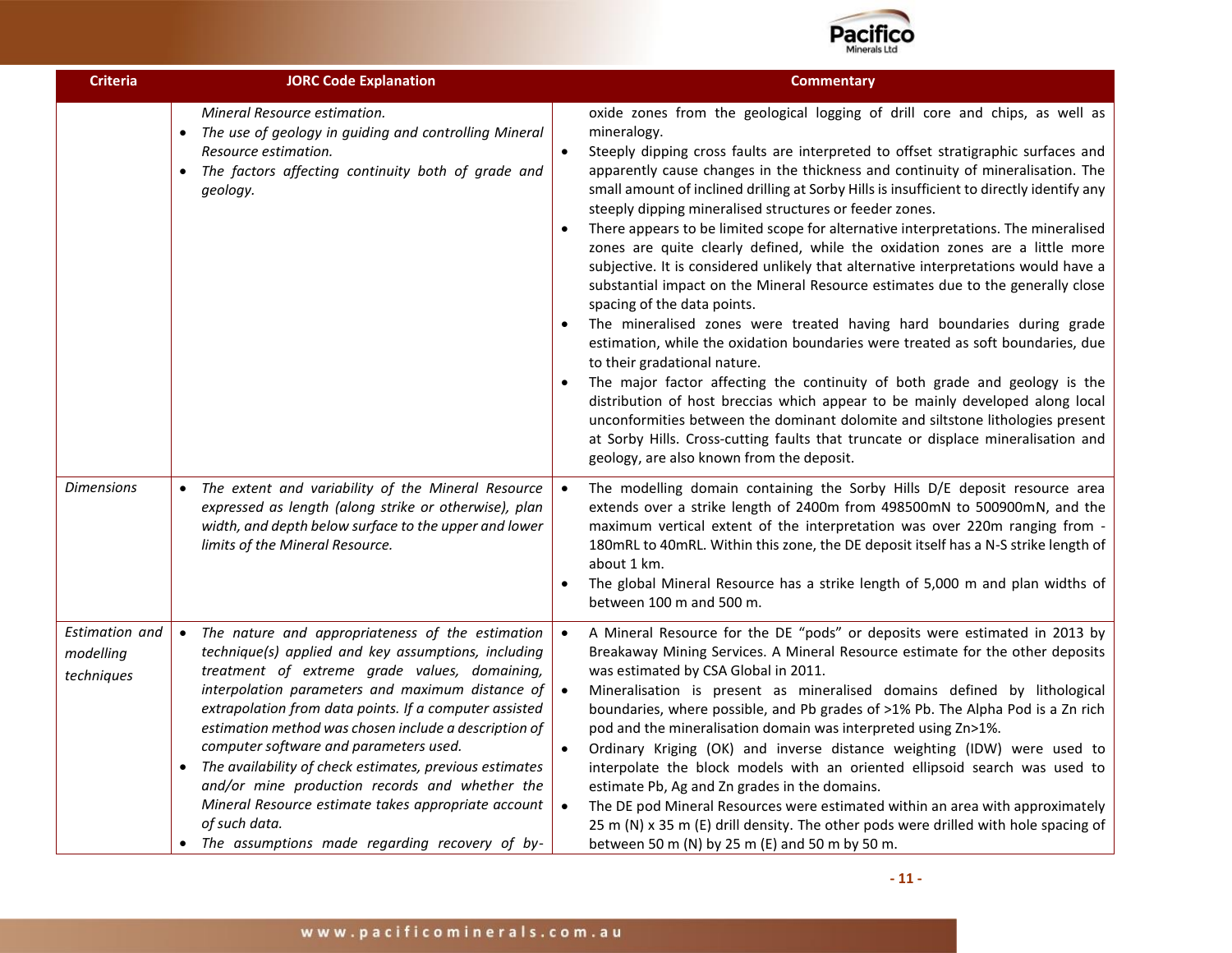| Criteria | JORC Code Explanation | Commentary |
|---|---|---|
| | *Mineral Resource estimation.*<br>• *The use of geology in guiding and controlling Mineral Resource estimation.*<br>• *The factors affecting continuity both of grade and geology.* | oxide zones from the geological logging of drill core and chips, as well as mineralogy.<br>• Steeply dipping cross faults are interpreted to offset stratigraphic surfaces and apparently cause changes in the thickness and continuity of mineralisation. The small amount of inclined drilling at Sorby Hills is insufficient to directly identify any steeply dipping mineralised structures or feeder zones.<br>• There appears to be limited scope for alternative interpretations. The mineralised zones are quite clearly defined, while the oxidation zones are a little more subjective. It is considered unlikely that alternative interpretations would have a substantial impact on the Mineral Resource estimates due to the generally close spacing of the data points.<br>• The mineralised zones were treated having hard boundaries during grade estimation, while the oxidation boundaries were treated as soft boundaries, due to their gradational nature.<br>• The major factor affecting the continuity of both grade and geology is the distribution of host breccias which appear to be mainly developed along local unconformities between the dominant dolomite and siltstone lithologies present at Sorby Hills. Cross-cutting faults that truncate or displace mineralisation and geology, are also known from the deposit. |
| *Dimensions* | • *The extent and variability of the Mineral Resource expressed as length (along strike or otherwise), plan width, and depth below surface to the upper and lower limits of the Mineral Resource.* | • The modelling domain containing the Sorby Hills D/E deposit resource area extends over a strike length of 2400m from 498500mN to 500900mN, and the maximum vertical extent of the interpretation was over 220m ranging from -180mRL to 40mRL. Within this zone, the DE deposit itself has a N-S strike length of about 1 km.<br>• The global Mineral Resource has a strike length of 5,000 m and plan widths of between 100 m and 500 m. |
| *Estimation and modelling techniques* | • *The nature and appropriateness of the estimation technique(s) applied and key assumptions, including treatment of extreme grade values, domaining, interpolation parameters and maximum distance of extrapolation from data points. If a computer assisted estimation method was chosen include a description of computer software and parameters used.*<br>• *The availability of check estimates, previous estimates and/or mine production records and whether the Mineral Resource estimate takes appropriate account of such data.*<br>• *The assumptions made regarding recovery of by-* | • A Mineral Resource for the DE "pods" or deposits were estimated in 2013 by Breakaway Mining Services. A Mineral Resource estimate for the other deposits was estimated by CSA Global in 2011.<br>• Mineralisation is present as mineralised domains defined by lithological boundaries, where possible, and Pb grades of >1% Pb. The Alpha Pod is a Zn rich pod and the mineralisation domain was interpreted using Zn>1%.<br>• Ordinary Kriging (OK) and inverse distance weighting (IDW) were used to interpolate the block models with an oriented ellipsoid search was used to estimate Pb, Ag and Zn grades in the domains.<br>• The DE pod Mineral Resources were estimated within an area with approximately 25 m (N) x 35 m (E) drill density. The other pods were drilled with hole spacing of between 50 m (N) by 25 m (E) and 50 m by 50 m. |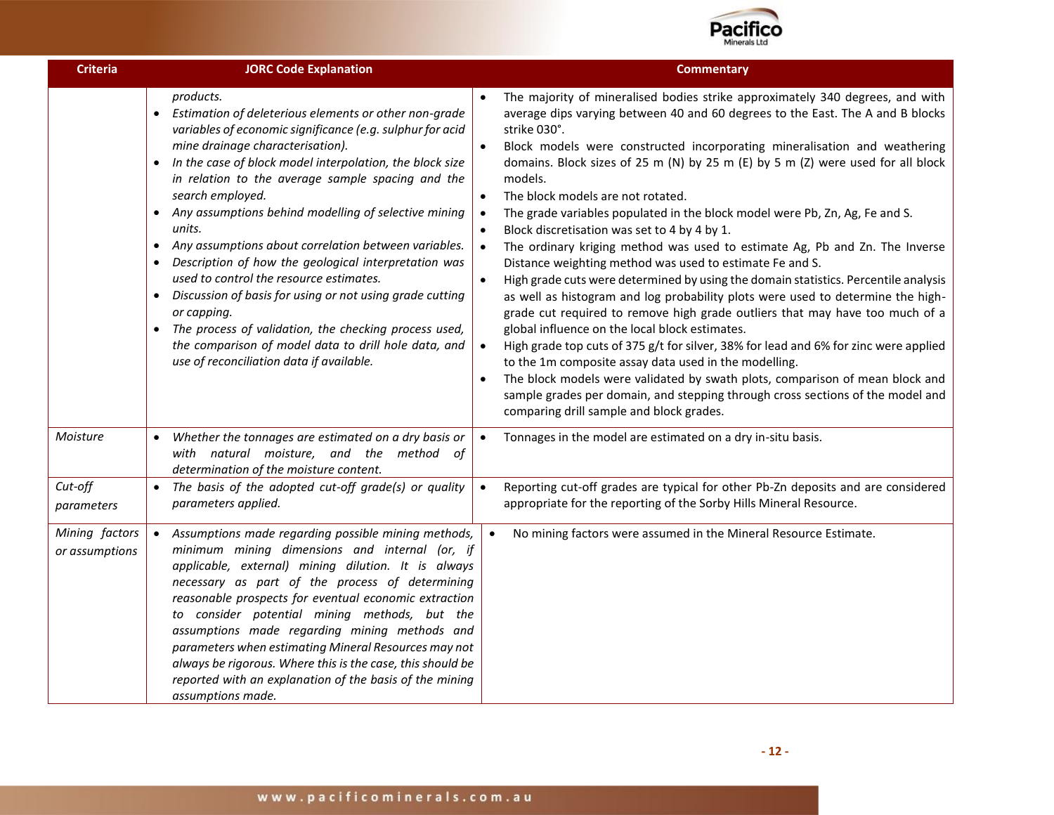| Criteria | JORC Code Explanation | Commentary |
|---|---|---|
| | *products.*<br>• *Estimation of deleterious elements or other non-grade variables of economic significance (e.g. sulphur for acid mine drainage characterisation).*<br>• *In the case of block model interpolation, the block size in relation to the average sample spacing and the search employed.*<br>• *Any assumptions behind modelling of selective mining units.*<br>• *Any assumptions about correlation between variables.*<br>• *Description of how the geological interpretation was used to control the resource estimates.*<br>• *Discussion of basis for using or not using grade cutting or capping.*<br>• *The process of validation, the checking process used, the comparison of model data to drill hole data, and use of reconciliation data if available.* | • The majority of mineralised bodies strike approximately 340 degrees, and with average dips varying between 40 and 60 degrees to the East. The A and B blocks strike 030°.<br>• Block models were constructed incorporating mineralisation and weathering domains. Block sizes of 25 m (N) by 25 m (E) by 5 m (Z) were used for all block models.<br>• The block models are not rotated.<br>• The grade variables populated in the block model were Pb, Zn, Ag, Fe and S.<br>• Block discretisation was set to 4 by 4 by 1.<br>• The ordinary kriging method was used to estimate Ag, Pb and Zn. The Inverse Distance weighting method was used to estimate Fe and S.<br>• High grade cuts were determined by using the domain statistics. Percentile analysis as well as histogram and log probability plots were used to determine the high-grade cut required to remove high grade outliers that may have too much of a global influence on the local block estimates.<br>• High grade top cuts of 375 g/t for silver, 38% for lead and 6% for zinc were applied to the 1m composite assay data used in the modelling.<br>• The block models were validated by swath plots, comparison of mean block and sample grades per domain, and stepping through cross sections of the model and comparing drill sample and block grades. |
| *Moisture* | • *Whether the tonnages are estimated on a dry basis or with natural moisture, and the method of determination of the moisture content.* | • Tonnages in the model are estimated on a dry in-situ basis. |
| *Cut-off parameters* | • *The basis of the adopted cut-off grade(s) or quality parameters applied.* | • Reporting cut-off grades are typical for other Pb-Zn deposits and are considered appropriate for the reporting of the Sorby Hills Mineral Resource. |
| *Mining factors or assumptions* | • *Assumptions made regarding possible mining methods, minimum mining dimensions and internal (or, if applicable, external) mining dilution. It is always necessary as part of the process of determining reasonable prospects for eventual economic extraction to consider potential mining methods, but the assumptions made regarding mining methods and parameters when estimating Mineral Resources may not always be rigorous. Where this is the case, this should be reported with an explanation of the basis of the mining assumptions made.* | • No mining factors were assumed in the Mineral Resource Estimate. |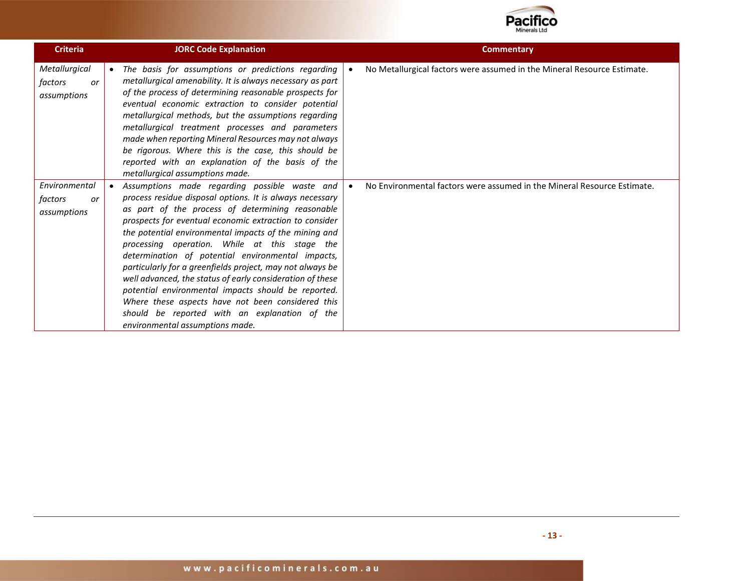| Criteria | JORC Code Explanation | Commentary |
| --- | --- | --- |
| *Metallurgical factors or assumptions* | • *The basis for assumptions or predictions regarding metallurgical amenability. It is always necessary as part of the process of determining reasonable prospects for eventual economic extraction to consider potential metallurgical methods, but the assumptions regarding metallurgical treatment processes and parameters made when reporting Mineral Resources may not always be rigorous. Where this is the case, this should be reported with an explanation of the basis of the metallurgical assumptions made.* | • No Metallurgical factors were assumed in the Mineral Resource Estimate. |
| *Environmental factors or assumptions* | • *Assumptions made regarding possible waste and process residue disposal options. It is always necessary as part of the process of determining reasonable prospects for eventual economic extraction to consider the potential environmental impacts of the mining and processing operation. While at this stage the determination of potential environmental impacts, particularly for a greenfields project, may not always be well advanced, the status of early consideration of these potential environmental impacts should be reported. Where these aspects have not been considered this should be reported with an explanation of the environmental assumptions made.* | • No Environmental factors were assumed in the Mineral Resource Estimate. |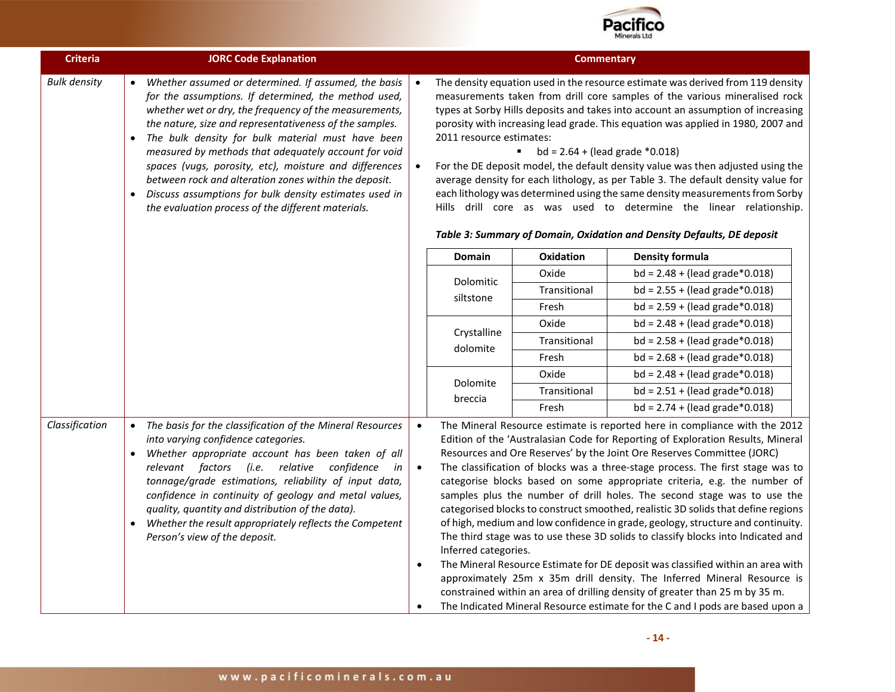| Criteria | JORC Code Explanation | Commentary |
|---|---|---|
| *Bulk density* | • *Whether assumed or determined. If assumed, the basis for the assumptions. If determined, the method used, whether wet or dry, the frequency of the measurements, the nature, size and representativeness of the samples.*<br>• *The bulk density for bulk material must have been measured by methods that adequately account for void spaces (vugs, porosity, etc), moisture and differences between rock and alteration zones within the deposit.*<br>• *Discuss assumptions for bulk density estimates used in the evaluation process of the different materials.* | • The density equation used in the resource estimate was derived from 119 density measurements taken from drill core samples of the various mineralised rock types at Sorby Hills deposits and takes into account an assumption of increasing porosity with increasing lead grade. This equation was applied in 1980, 2007 and 2011 resource estimates:<br>▪ bd = 2.64 + (lead grade *0.018)<br>• For the DE deposit model, the default density value was then adjusted using the average density for each lithology, as per Table 3. The default density value for each lithology was determined using the same density measurements from Sorby Hills drill core as was used to determine the linear relationship.<br><br>***Table 3: Summary of Domain, Oxidation and Density Defaults, DE deposit*** (see table below) |
| *Classification* | • *The basis for the classification of the Mineral Resources into varying confidence categories.*<br>• *Whether appropriate account has been taken of all relevant factors (i.e. relative confidence in tonnage/grade estimations, reliability of input data, confidence in continuity of geology and metal values, quality, quantity and distribution of the data).*<br>• *Whether the result appropriately reflects the Competent Person's view of the deposit.* | • The Mineral Resource estimate is reported here in compliance with the 2012 Edition of the 'Australasian Code for Reporting of Exploration Results, Mineral Resources and Ore Reserves' by the Joint Ore Reserves Committee (JORC)<br>• The classification of blocks was a three-stage process. The first stage was to categorise blocks based on some appropriate criteria, e.g. the number of samples plus the number of drill holes. The second stage was to use the categorised blocks to construct smoothed, realistic 3D solids that define regions of high, medium and low confidence in grade, geology, structure and continuity. The third stage was to use these 3D solids to classify blocks into Indicated and Inferred categories.<br>• The Mineral Resource Estimate for DE deposit was classified within an area with approximately 25m x 35m drill density. The Inferred Mineral Resource is constrained within an area of drilling density of greater than 25 m by 35 m.<br>• The Indicated Mineral Resource estimate for the C and I pods are based upon a |

***Table 3: Summary of Domain, Oxidation and Density Defaults, DE deposit***

| Domain | Oxidation | Density formula |
|---|---|---|
| Dolomitic siltstone | Oxide | bd = 2.48 + (lead grade*0.018) |
| | Transitional | bd = 2.55 + (lead grade*0.018) |
| | Fresh | bd = 2.59 + (lead grade*0.018) |
| Crystalline dolomite | Oxide | bd = 2.48 + (lead grade*0.018) |
| | Transitional | bd = 2.58 + (lead grade*0.018) |
| | Fresh | bd = 2.68 + (lead grade*0.018) |
| Dolomite breccia | Oxide | bd = 2.48 + (lead grade*0.018) |
| | Transitional | bd = 2.51 + (lead grade*0.018) |
| | Fresh | bd = 2.74 + (lead grade*0.018) |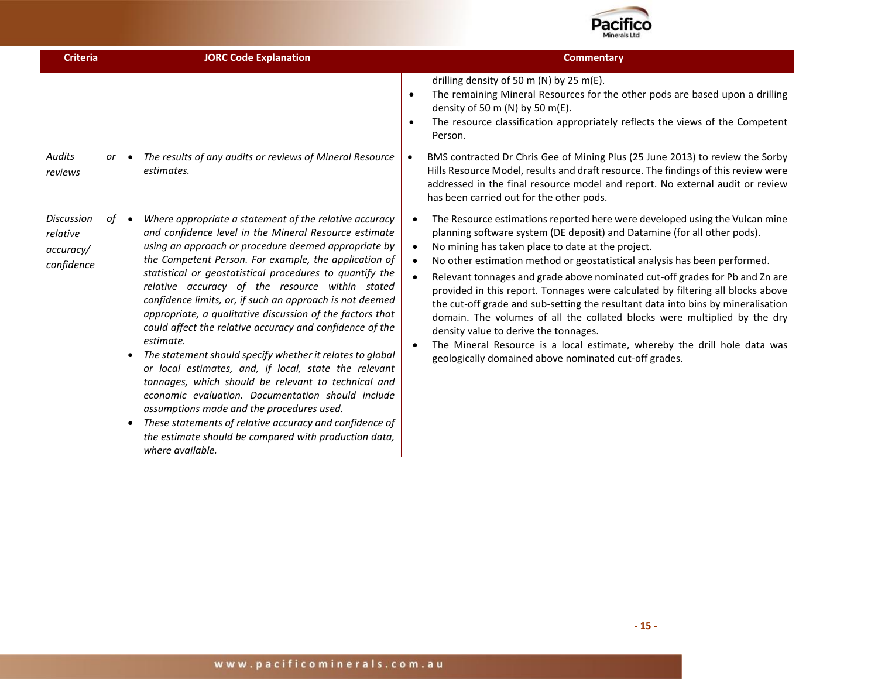| Criteria | JORC Code Explanation | Commentary |
|---|---|---|
| | | drilling density of 50 m (N) by 25 m(E).<br>• The remaining Mineral Resources for the other pods are based upon a drilling density of 50 m (N) by 50 m(E).<br>• The resource classification appropriately reflects the views of the Competent Person. |
| *Audits or reviews* | • *The results of any audits or reviews of Mineral Resource estimates.* | • BMS contracted Dr Chris Gee of Mining Plus (25 June 2013) to review the Sorby Hills Resource Model, results and draft resource. The findings of this review were addressed in the final resource model and report. No external audit or review has been carried out for the other pods. |
| *Discussion of relative accuracy/ confidence* | • *Where appropriate a statement of the relative accuracy and confidence level in the Mineral Resource estimate using an approach or procedure deemed appropriate by the Competent Person. For example, the application of statistical or geostatistical procedures to quantify the relative accuracy of the resource within stated confidence limits, or, if such an approach is not deemed appropriate, a qualitative discussion of the factors that could affect the relative accuracy and confidence of the estimate.*<br>• *The statement should specify whether it relates to global or local estimates, and, if local, state the relevant tonnages, which should be relevant to technical and economic evaluation. Documentation should include assumptions made and the procedures used.*<br>• *These statements of relative accuracy and confidence of the estimate should be compared with production data, where available.* | • The Resource estimations reported here were developed using the Vulcan mine planning software system (DE deposit) and Datamine (for all other pods).<br>• No mining has taken place to date at the project.<br>• No other estimation method or geostatistical analysis has been performed.<br>• Relevant tonnages and grade above nominated cut-off grades for Pb and Zn are provided in this report. Tonnages were calculated by filtering all blocks above the cut-off grade and sub-setting the resultant data into bins by mineralisation domain. The volumes of all the collated blocks were multiplied by the dry density value to derive the tonnages.<br>• The Mineral Resource is a local estimate, whereby the drill hole data was geologically domained above nominated cut-off grades. |